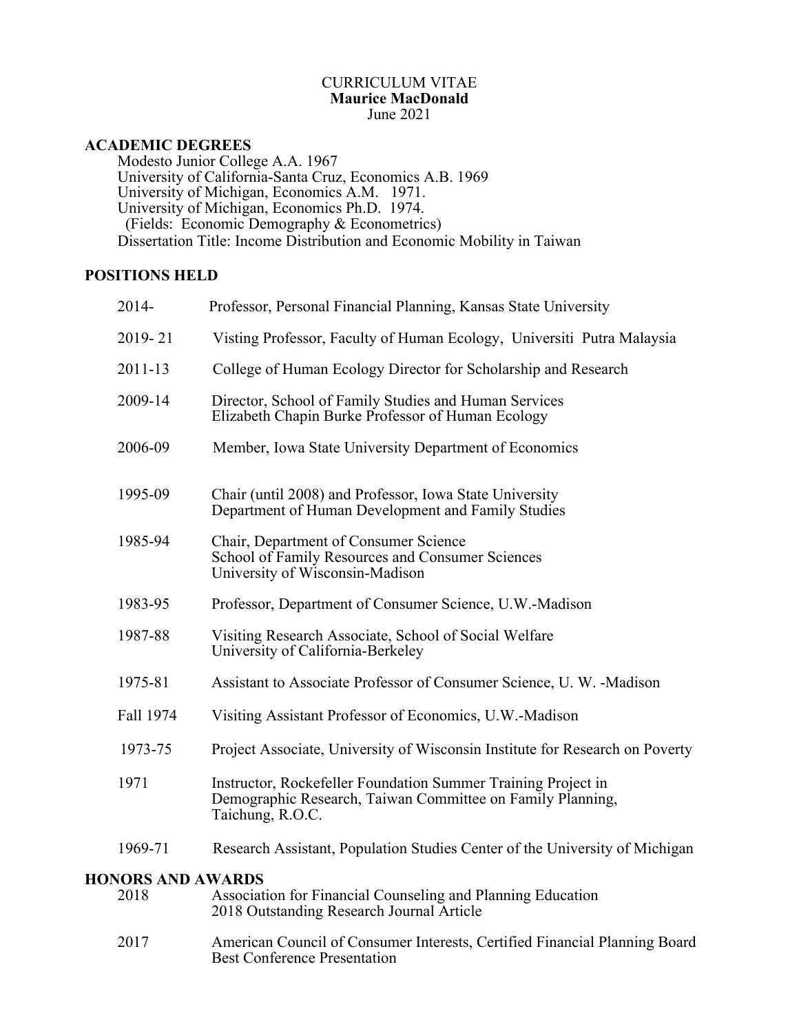CURRICULUM VITAE
**Maurice MacDonald**
June 2021

## ACADEMIC DEGREES

Modesto Junior College A.A. 1967
University of California-Santa Cruz, Economics A.B. 1969
University of Michigan, Economics A.M. 1971.
University of Michigan, Economics Ph.D. 1974.
(Fields: Economic Demography & Econometrics)
Dissertation Title: Income Distribution and Economic Mobility in Taiwan

## POSITIONS HELD

| | |
|---|---|
| 2014- | Professor, Personal Financial Planning, Kansas State University |
| 2019- 21 | Visting Professor, Faculty of Human Ecology, Universiti Putra Malaysia |
| 2011-13 | College of Human Ecology Director for Scholarship and Research |
| 2009-14 | Director, School of Family Studies and Human Services<br>Elizabeth Chapin Burke Professor of Human Ecology |
| 2006-09 | Member, Iowa State University Department of Economics |
| 1995-09 | Chair (until 2008) and Professor, Iowa State University<br>Department of Human Development and Family Studies |
| 1985-94 | Chair, Department of Consumer Science<br>School of Family Resources and Consumer Sciences<br>University of Wisconsin-Madison |
| 1983-95 | Professor, Department of Consumer Science, U.W.-Madison |
| 1987-88 | Visiting Research Associate, School of Social Welfare<br>University of California-Berkeley |
| 1975-81 | Assistant to Associate Professor of Consumer Science, U. W. -Madison |
| Fall 1974 | Visiting Assistant Professor of Economics, U.W.-Madison |
| 1973-75 | Project Associate, University of Wisconsin Institute for Research on Poverty |
| 1971 | Instructor, Rockefeller Foundation Summer Training Project in Demographic Research, Taiwan Committee on Family Planning, Taichung, R.O.C. |
| 1969-71 | Research Assistant, Population Studies Center of the University of Michigan |

## HONORS AND AWARDS

| | |
|---|---|
| 2018 | Association for Financial Counseling and Planning Education<br>2018 Outstanding Research Journal Article |
| 2017 | American Council of Consumer Interests, Certified Financial Planning Board<br>Best Conference Presentation |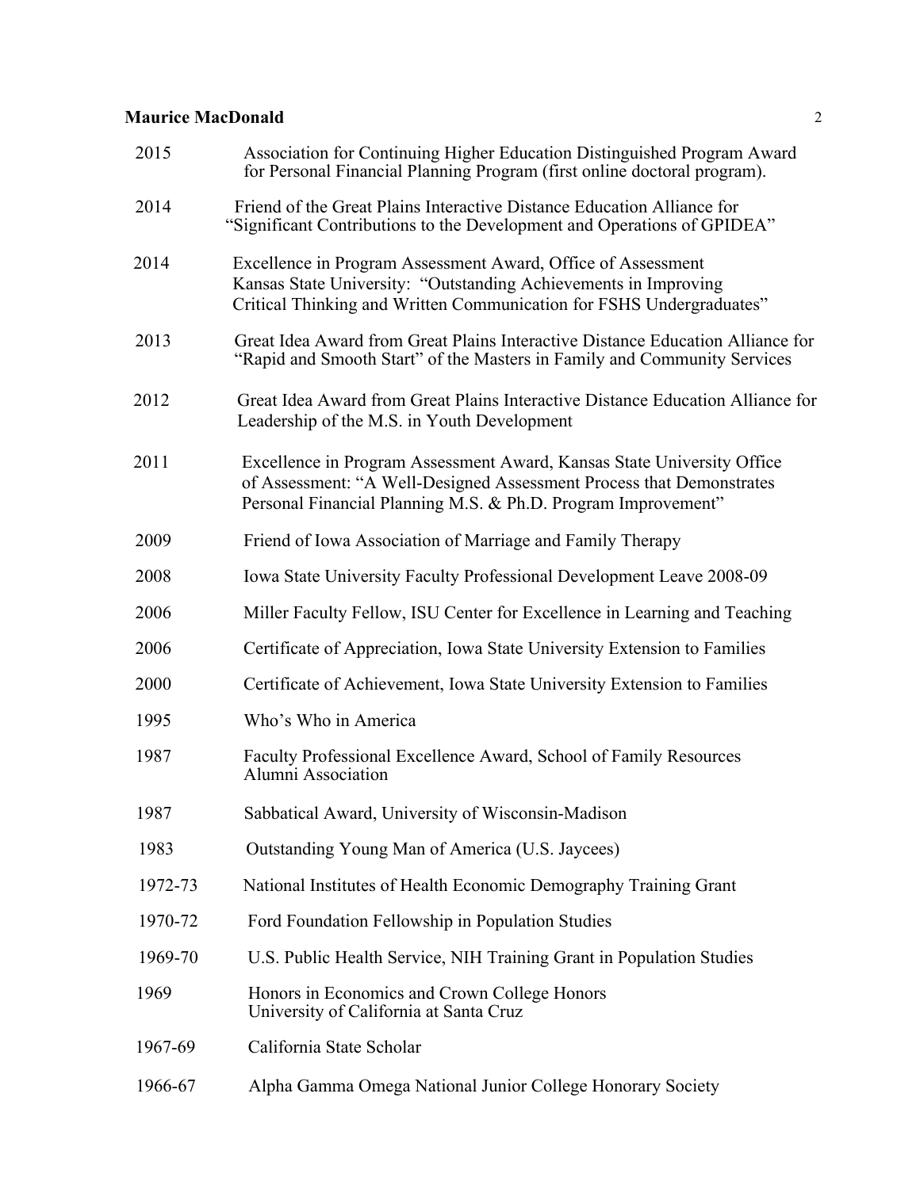| | |
|---|---|
| 2015 | Association for Continuing Higher Education Distinguished Program Award for Personal Financial Planning Program (first online doctoral program). |
| 2014 | Friend of the Great Plains Interactive Distance Education Alliance for "Significant Contributions to the Development and Operations of GPIDEA" |
| 2014 | Excellence in Program Assessment Award, Office of Assessment Kansas State University: "Outstanding Achievements in Improving Critical Thinking and Written Communication for FSHS Undergraduates" |
| 2013 | Great Idea Award from Great Plains Interactive Distance Education Alliance for "Rapid and Smooth Start" of the Masters in Family and Community Services |
| 2012 | Great Idea Award from Great Plains Interactive Distance Education Alliance for Leadership of the M.S. in Youth Development |
| 2011 | Excellence in Program Assessment Award, Kansas State University Office of Assessment: "A Well-Designed Assessment Process that Demonstrates Personal Financial Planning M.S. & Ph.D. Program Improvement" |
| 2009 | Friend of Iowa Association of Marriage and Family Therapy |
| 2008 | Iowa State University Faculty Professional Development Leave 2008-09 |
| 2006 | Miller Faculty Fellow, ISU Center for Excellence in Learning and Teaching |
| 2006 | Certificate of Appreciation, Iowa State University Extension to Families |
| 2000 | Certificate of Achievement, Iowa State University Extension to Families |
| 1995 | Who's Who in America |
| 1987 | Faculty Professional Excellence Award, School of Family Resources Alumni Association |
| 1987 | Sabbatical Award, University of Wisconsin-Madison |
| 1983 | Outstanding Young Man of America (U.S. Jaycees) |
| 1972-73 | National Institutes of Health Economic Demography Training Grant |
| 1970-72 | Ford Foundation Fellowship in Population Studies |
| 1969-70 | U.S. Public Health Service, NIH Training Grant in Population Studies |
| 1969 | Honors in Economics and Crown College Honors University of California at Santa Cruz |
| 1967-69 | California State Scholar |
| 1966-67 | Alpha Gamma Omega National Junior College Honorary Society |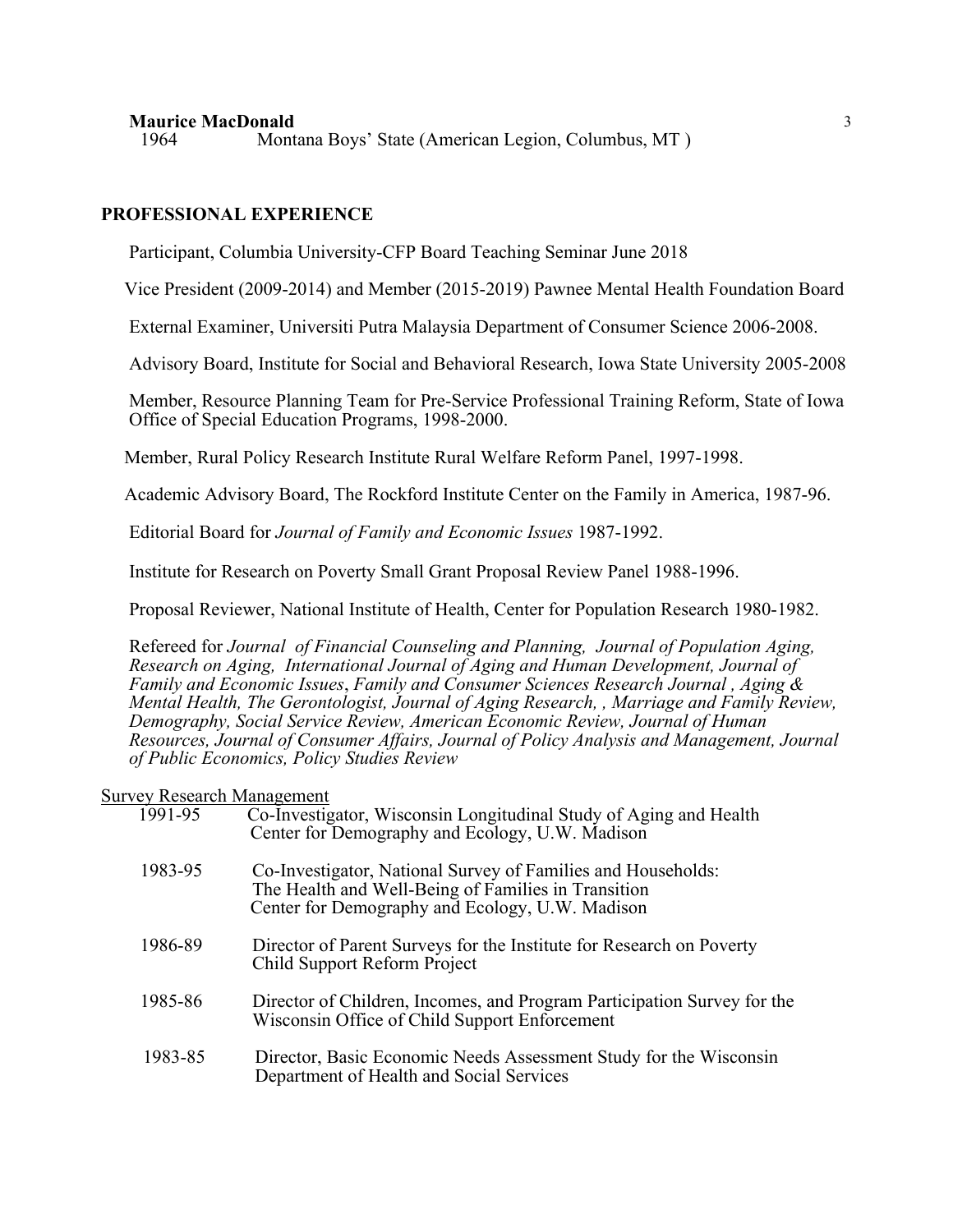1964 Montana Boys' State (American Legion, Columbus, MT )

## PROFESSIONAL EXPERIENCE

Participant, Columbia University-CFP Board Teaching Seminar June 2018

Vice President (2009-2014) and Member (2015-2019) Pawnee Mental Health Foundation Board

External Examiner, Universiti Putra Malaysia Department of Consumer Science 2006-2008.

Advisory Board, Institute for Social and Behavioral Research, Iowa State University 2005-2008

Member, Resource Planning Team for Pre-Service Professional Training Reform, State of Iowa Office of Special Education Programs, 1998-2000.

Member, Rural Policy Research Institute Rural Welfare Reform Panel, 1997-1998.

Academic Advisory Board, The Rockford Institute Center on the Family in America, 1987-96.

Editorial Board for *Journal of Family and Economic Issues* 1987-1992.

Institute for Research on Poverty Small Grant Proposal Review Panel 1988-1996.

Proposal Reviewer, National Institute of Health, Center for Population Research 1980-1982.

Refereed for *Journal of Financial Counseling and Planning, Journal of Population Aging, Research on Aging, International Journal of Aging and Human Development, Journal of Family and Economic Issues*, *Family and Consumer Sciences Research Journal , Aging & Mental Health, The Gerontologist, Journal of Aging Research, , Marriage and Family Review, Demography, Social Service Review, American Economic Review, Journal of Human Resources, Journal of Consumer Affairs, Journal of Policy Analysis and Management, Journal of Public Economics, Policy Studies Review*

<u>Survey Research Management</u>

1991-95 Co-Investigator, Wisconsin Longitudinal Study of Aging and Health Center for Demography and Ecology, U.W. Madison

1983-95 Co-Investigator, National Survey of Families and Households: The Health and Well-Being of Families in Transition Center for Demography and Ecology, U.W. Madison

1986-89 Director of Parent Surveys for the Institute for Research on Poverty Child Support Reform Project

1985-86 Director of Children, Incomes, and Program Participation Survey for the Wisconsin Office of Child Support Enforcement

1983-85 Director, Basic Economic Needs Assessment Study for the Wisconsin Department of Health and Social Services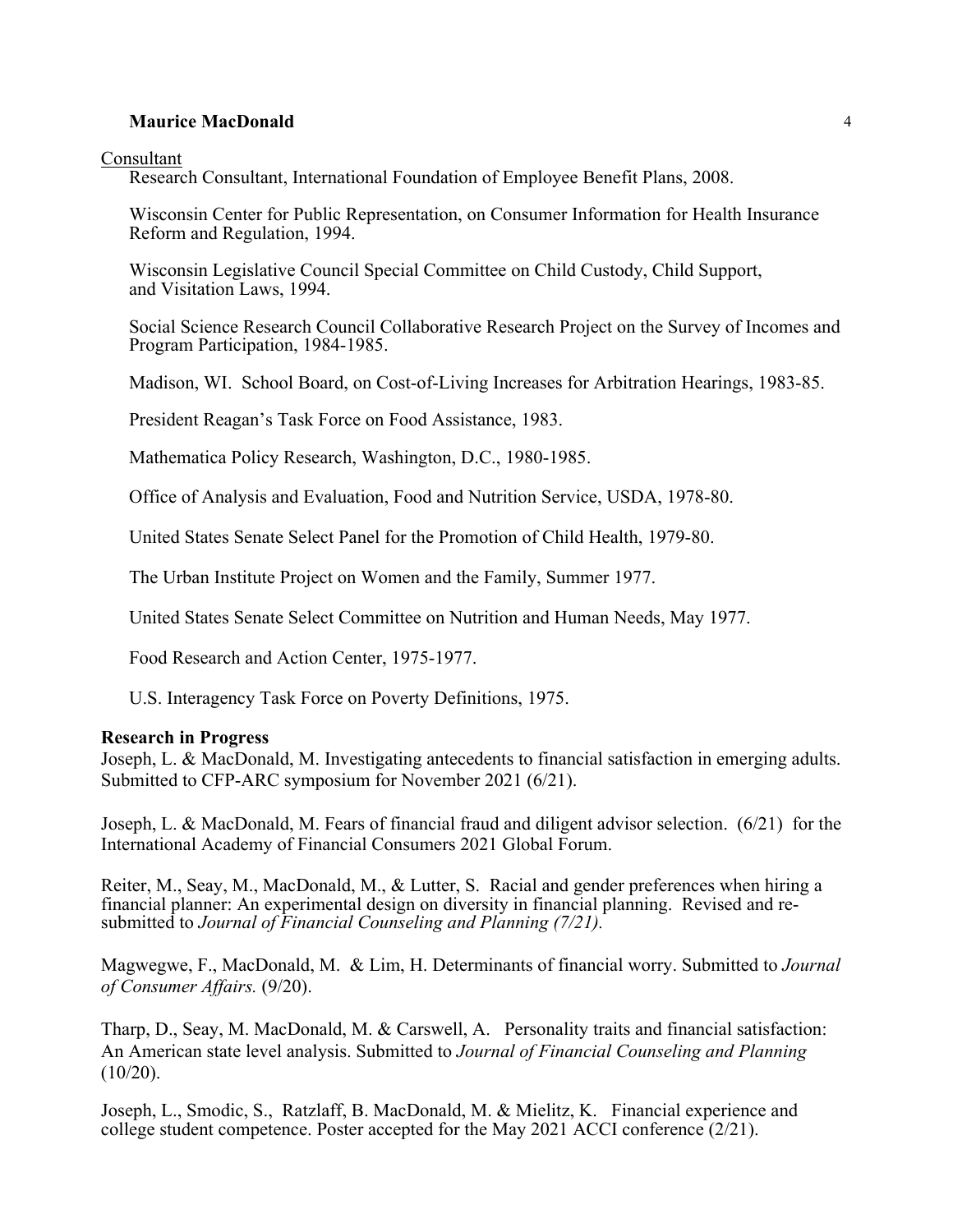Consultant

Research Consultant, International Foundation of Employee Benefit Plans, 2008.

Wisconsin Center for Public Representation, on Consumer Information for Health Insurance Reform and Regulation, 1994.

Wisconsin Legislative Council Special Committee on Child Custody, Child Support, and Visitation Laws, 1994.

Social Science Research Council Collaborative Research Project on the Survey of Incomes and Program Participation, 1984-1985.

Madison, WI. School Board, on Cost-of-Living Increases for Arbitration Hearings, 1983-85.

President Reagan's Task Force on Food Assistance, 1983.

Mathematica Policy Research, Washington, D.C., 1980-1985.

Office of Analysis and Evaluation, Food and Nutrition Service, USDA, 1978-80.

United States Senate Select Panel for the Promotion of Child Health, 1979-80.

The Urban Institute Project on Women and the Family, Summer 1977.

United States Senate Select Committee on Nutrition and Human Needs, May 1977.

Food Research and Action Center, 1975-1977.

U.S. Interagency Task Force on Poverty Definitions, 1975.

**Research in Progress**

Joseph, L. & MacDonald, M. Investigating antecedents to financial satisfaction in emerging adults. Submitted to CFP-ARC symposium for November 2021 (6/21).

Joseph, L. & MacDonald, M. Fears of financial fraud and diligent advisor selection. (6/21) for the International Academy of Financial Consumers 2021 Global Forum.

Reiter, M., Seay, M., MacDonald, M., & Lutter, S. Racial and gender preferences when hiring a financial planner: An experimental design on diversity in financial planning. Revised and re-submitted to *Journal of Financial Counseling and Planning (7/21).*

Magwegwe, F., MacDonald, M. & Lim, H. Determinants of financial worry. Submitted to *Journal of Consumer Affairs.* (9/20).

Tharp, D., Seay, M. MacDonald, M. & Carswell, A. Personality traits and financial satisfaction: An American state level analysis. Submitted to *Journal of Financial Counseling and Planning* (10/20).

Joseph, L., Smodic, S., Ratzlaff, B. MacDonald, M. & Mielitz, K. Financial experience and college student competence. Poster accepted for the May 2021 ACCI conference (2/21).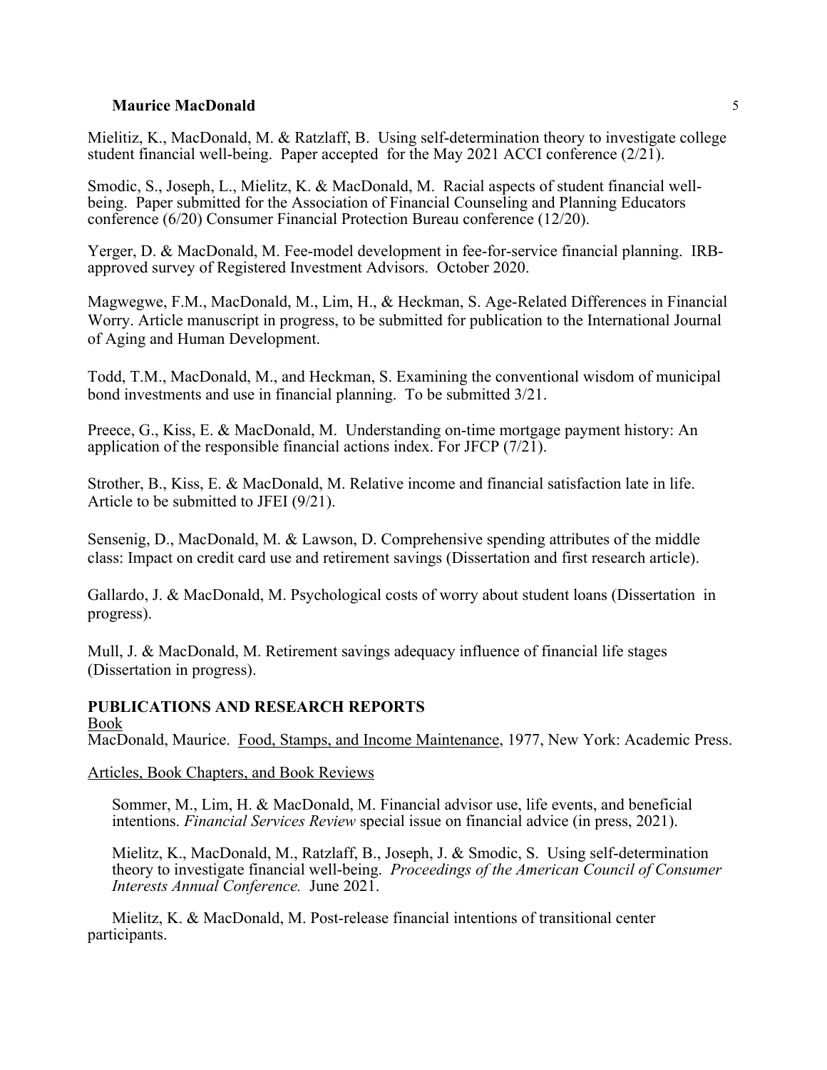Mielitiz, K., MacDonald, M. & Ratzlaff, B. Using self-determination theory to investigate college student financial well-being. Paper accepted for the May 2021 ACCI conference (2/21).

Smodic, S., Joseph, L., Mielitz, K. & MacDonald, M. Racial aspects of student financial well-being. Paper submitted for the Association of Financial Counseling and Planning Educators conference (6/20) Consumer Financial Protection Bureau conference (12/20).

Yerger, D. & MacDonald, M. Fee-model development in fee-for-service financial planning. IRB-approved survey of Registered Investment Advisors. October 2020.

Magwegwe, F.M., MacDonald, M., Lim, H., & Heckman, S. Age-Related Differences in Financial Worry. Article manuscript in progress, to be submitted for publication to the International Journal of Aging and Human Development.

Todd, T.M., MacDonald, M., and Heckman, S. Examining the conventional wisdom of municipal bond investments and use in financial planning. To be submitted 3/21.

Preece, G., Kiss, E. & MacDonald, M. Understanding on-time mortgage payment history: An application of the responsible financial actions index. For JFCP (7/21).

Strother, B., Kiss, E. & MacDonald, M. Relative income and financial satisfaction late in life. Article to be submitted to JFEI (9/21).

Sensenig, D., MacDonald, M. & Lawson, D. Comprehensive spending attributes of the middle class: Impact on credit card use and retirement savings (Dissertation and first research article).

Gallardo, J. & MacDonald, M. Psychological costs of worry about student loans (Dissertation in progress).

Mull, J. & MacDonald, M. Retirement savings adequacy influence of financial life stages (Dissertation in progress).

## PUBLICATIONS AND RESEARCH REPORTS

<u>Book</u>

MacDonald, Maurice. <u>Food, Stamps, and Income Maintenance</u>, 1977, New York: Academic Press.

<u>Articles, Book Chapters, and Book Reviews</u>

Sommer, M., Lim, H. & MacDonald, M. Financial advisor use, life events, and beneficial intentions. *Financial Services Review* special issue on financial advice (in press, 2021).

Mielitz, K., MacDonald, M., Ratzlaff, B., Joseph, J. & Smodic, S. Using self-determination theory to investigate financial well-being. *Proceedings of the American Council of Consumer Interests Annual Conference.* June 2021.

Mielitz, K. & MacDonald, M. Post-release financial intentions of transitional center participants.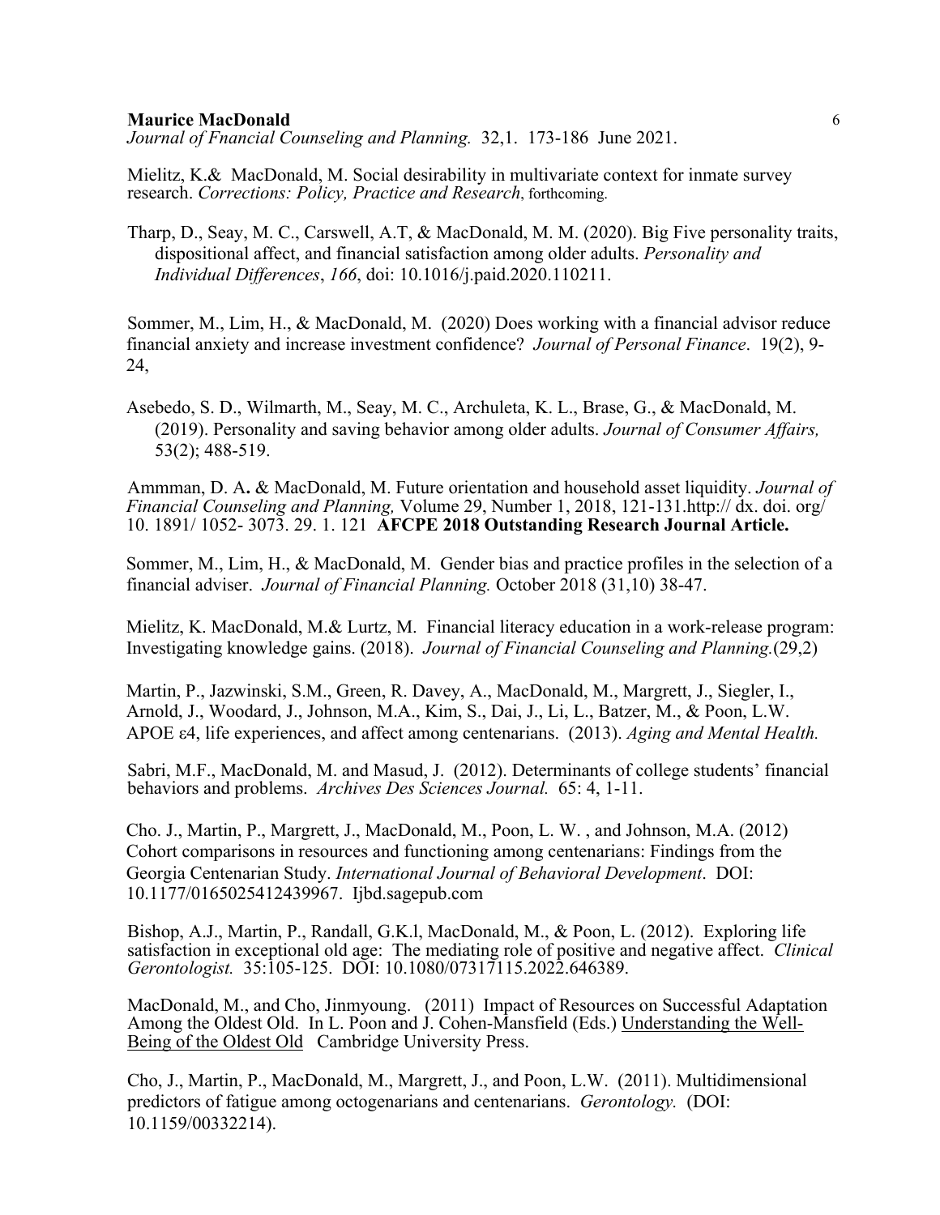*Journal of Fnancial Counseling and Planning.* 32,1. 173-186 June 2021.

Mielitz, K.& MacDonald, M. Social desirability in multivariate context for inmate survey research. *Corrections: Policy, Practice and Research*, forthcoming.

Tharp, D., Seay, M. C., Carswell, A.T, & MacDonald, M. M. (2020). Big Five personality traits, dispositional affect, and financial satisfaction among older adults. *Personality and Individual Differences*, *166*, doi: 10.1016/j.paid.2020.110211.

Sommer, M., Lim, H., & MacDonald, M. (2020) Does working with a financial advisor reduce financial anxiety and increase investment confidence? *Journal of Personal Finance*. 19(2), 9-24,

Asebedo, S. D., Wilmarth, M., Seay, M. C., Archuleta, K. L., Brase, G., & MacDonald, M. (2019). Personality and saving behavior among older adults. *Journal of Consumer Affairs,* 53(2); 488-519.

Ammman, D. A**.** & MacDonald, M. Future orientation and household asset liquidity. *Journal of Financial Counseling and Planning,* Volume 29, Number 1, 2018, 121-131.http:// dx. doi. org/ 10. 1891/ 1052- 3073. 29. 1. 121 **AFCPE 2018 Outstanding Research Journal Article.**

Sommer, M., Lim, H., & MacDonald, M. Gender bias and practice profiles in the selection of a financial adviser. *Journal of Financial Planning.* October 2018 (31,10) 38-47.

Mielitz, K. MacDonald, M.& Lurtz, M. Financial literacy education in a work-release program: Investigating knowledge gains. (2018). *Journal of Financial Counseling and Planning.*(29,2)

Martin, P., Jazwinski, S.M., Green, R. Davey, A., MacDonald, M., Margrett, J., Siegler, I., Arnold, J., Woodard, J., Johnson, M.A., Kim, S., Dai, J., Li, L., Batzer, M., & Poon, L.W. APOE ε4, life experiences, and affect among centenarians. (2013). *Aging and Mental Health.*

Sabri, M.F., MacDonald, M. and Masud, J. (2012). Determinants of college students' financial behaviors and problems. *Archives Des Sciences Journal.* 65: 4, 1-11.

Cho. J., Martin, P., Margrett, J., MacDonald, M., Poon, L. W. , and Johnson, M.A. (2012) Cohort comparisons in resources and functioning among centenarians: Findings from the Georgia Centenarian Study. *International Journal of Behavioral Development*. DOI: 10.1177/0165025412439967. Ijbd.sagepub.com

Bishop, A.J., Martin, P., Randall, G.K.l, MacDonald, M., & Poon, L. (2012). Exploring life satisfaction in exceptional old age: The mediating role of positive and negative affect. *Clinical Gerontologist.* 35:105-125. DOI: 10.1080/07317115.2022.646389.

MacDonald, M., and Cho, Jinmyoung. (2011) Impact of Resources on Successful Adaptation Among the Oldest Old. In L. Poon and J. Cohen-Mansfield (Eds.) Understanding the Well-Being of the Oldest Old Cambridge University Press.

Cho, J., Martin, P., MacDonald, M., Margrett, J., and Poon, L.W. (2011). Multidimensional predictors of fatigue among octogenarians and centenarians. *Gerontology.* (DOI: 10.1159/00332214).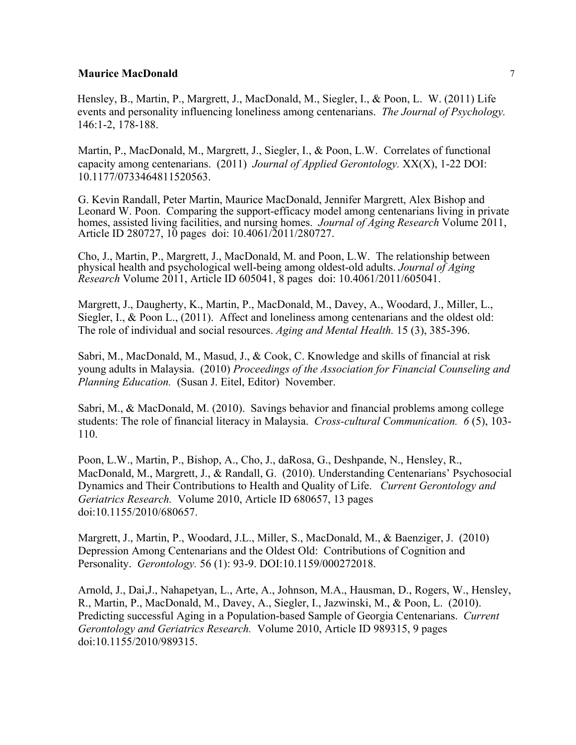Hensley, B., Martin, P., Margrett, J., MacDonald, M., Siegler, I., & Poon, L. W. (2011) Life events and personality influencing loneliness among centenarians. *The Journal of Psychology.* 146:1-2, 178-188.

Martin, P., MacDonald, M., Margrett, J., Siegler, I., & Poon, L.W. Correlates of functional capacity among centenarians. (2011) *Journal of Applied Gerontology.* XX(X), 1-22 DOI: 10.1177/0733464811520563.

G. Kevin Randall, Peter Martin, Maurice MacDonald, Jennifer Margrett, Alex Bishop and Leonard W. Poon. Comparing the support-efficacy model among centenarians living in private homes, assisted living facilities, and nursing homes. *Journal of Aging Research* Volume 2011, Article ID 280727, 10 pages doi: 10.4061/2011/280727.

Cho, J., Martin, P., Margrett, J., MacDonald, M. and Poon, L.W. The relationship between physical health and psychological well-being among oldest-old adults. *Journal of Aging Research* Volume 2011, Article ID 605041, 8 pages doi: 10.4061/2011/605041.

Margrett, J., Daugherty, K., Martin, P., MacDonald, M., Davey, A., Woodard, J., Miller, L., Siegler, I., & Poon L., (2011). Affect and loneliness among centenarians and the oldest old: The role of individual and social resources. *Aging and Mental Health.* 15 (3), 385-396.

Sabri, M., MacDonald, M., Masud, J., & Cook, C. Knowledge and skills of financial at risk young adults in Malaysia. (2010) *Proceedings of the Association for Financial Counseling and Planning Education.* (Susan J. Eitel, Editor) November.

Sabri, M., & MacDonald, M. (2010). Savings behavior and financial problems among college students: The role of financial literacy in Malaysia. *Cross-cultural Communication. 6* (5), 103-110.

Poon, L.W., Martin, P., Bishop, A., Cho, J., daRosa, G., Deshpande, N., Hensley, R., MacDonald, M., Margrett, J., & Randall, G. (2010). Understanding Centenarians' Psychosocial Dynamics and Their Contributions to Health and Quality of Life. *Current Gerontology and Geriatrics Research.* Volume 2010, Article ID 680657, 13 pages doi:10.1155/2010/680657.

Margrett, J., Martin, P., Woodard, J.L., Miller, S., MacDonald, M., & Baenziger, J. (2010) Depression Among Centenarians and the Oldest Old: Contributions of Cognition and Personality. *Gerontology.* 56 (1): 93-9. DOI:10.1159/000272018.

Arnold, J., Dai,J., Nahapetyan, L., Arte, A., Johnson, M.A., Hausman, D., Rogers, W., Hensley, R., Martin, P., MacDonald, M., Davey, A., Siegler, I., Jazwinski, M., & Poon, L. (2010). Predicting successful Aging in a Population-based Sample of Georgia Centenarians. *Current Gerontology and Geriatrics Research.* Volume 2010, Article ID 989315, 9 pages doi:10.1155/2010/989315.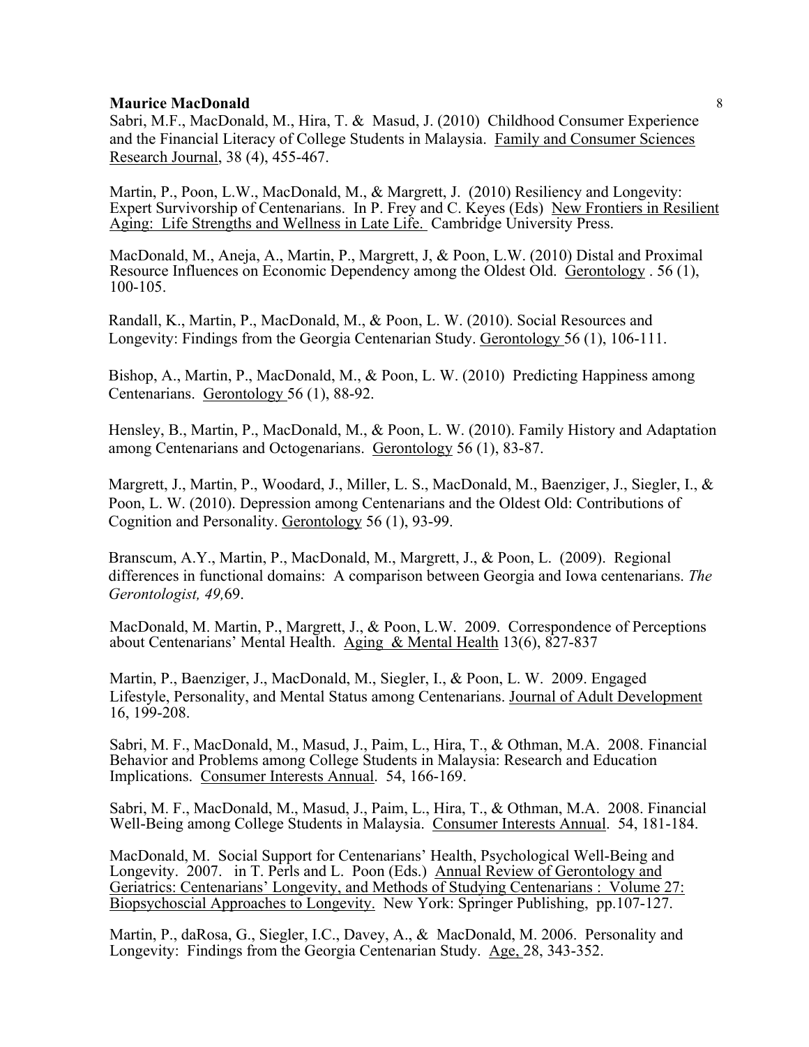Sabri, M.F., MacDonald, M., Hira, T. & Masud, J. (2010) Childhood Consumer Experience and the Financial Literacy of College Students in Malaysia. Family and Consumer Sciences Research Journal, 38 (4), 455-467.

Martin, P., Poon, L.W., MacDonald, M., & Margrett, J. (2010) Resiliency and Longevity: Expert Survivorship of Centenarians. In P. Frey and C. Keyes (Eds) New Frontiers in Resilient Aging: Life Strengths and Wellness in Late Life. Cambridge University Press.

MacDonald, M., Aneja, A., Martin, P., Margrett, J, & Poon, L.W. (2010) Distal and Proximal Resource Influences on Economic Dependency among the Oldest Old. Gerontology . 56 (1), 100-105.

Randall, K., Martin, P., MacDonald, M., & Poon, L. W. (2010). Social Resources and Longevity: Findings from the Georgia Centenarian Study. Gerontology 56 (1), 106-111.

Bishop, A., Martin, P., MacDonald, M., & Poon, L. W. (2010) Predicting Happiness among Centenarians. Gerontology 56 (1), 88-92.

Hensley, B., Martin, P., MacDonald, M., & Poon, L. W. (2010). Family History and Adaptation among Centenarians and Octogenarians. Gerontology 56 (1), 83-87.

Margrett, J., Martin, P., Woodard, J., Miller, L. S., MacDonald, M., Baenziger, J., Siegler, I., & Poon, L. W. (2010). Depression among Centenarians and the Oldest Old: Contributions of Cognition and Personality. Gerontology 56 (1), 93-99.

Branscum, A.Y., Martin, P., MacDonald, M., Margrett, J., & Poon, L. (2009). Regional differences in functional domains: A comparison between Georgia and Iowa centenarians. *The Gerontologist, 49,*69.

MacDonald, M. Martin, P., Margrett, J., & Poon, L.W. 2009. Correspondence of Perceptions about Centenarians' Mental Health. Aging & Mental Health 13(6), 827-837

Martin, P., Baenziger, J., MacDonald, M., Siegler, I., & Poon, L. W. 2009. Engaged Lifestyle, Personality, and Mental Status among Centenarians. Journal of Adult Development 16, 199-208.

Sabri, M. F., MacDonald, M., Masud, J., Paim, L., Hira, T., & Othman, M.A. 2008. Financial Behavior and Problems among College Students in Malaysia: Research and Education Implications. Consumer Interests Annual. 54, 166-169.

Sabri, M. F., MacDonald, M., Masud, J., Paim, L., Hira, T., & Othman, M.A. 2008. Financial Well-Being among College Students in Malaysia. Consumer Interests Annual. 54, 181-184.

MacDonald, M. Social Support for Centenarians' Health, Psychological Well-Being and Longevity. 2007. in T. Perls and L. Poon (Eds.) Annual Review of Gerontology and Geriatrics: Centenarians' Longevity, and Methods of Studying Centenarians : Volume 27: Biopsychoscial Approaches to Longevity. New York: Springer Publishing, pp.107-127.

Martin, P., daRosa, G., Siegler, I.C., Davey, A., & MacDonald, M. 2006. Personality and Longevity: Findings from the Georgia Centenarian Study. Age, 28, 343-352.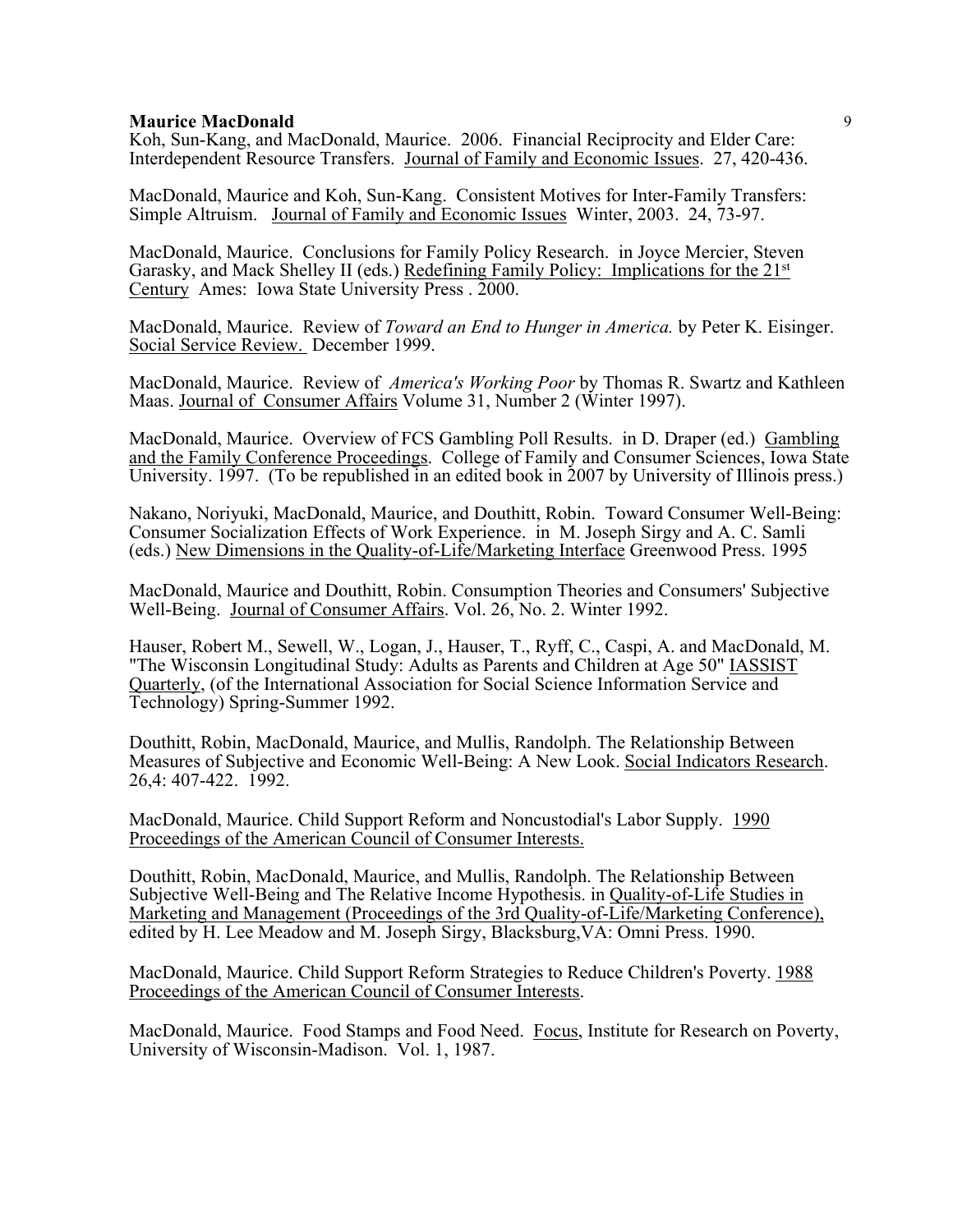Koh, Sun-Kang, and MacDonald, Maurice. 2006. Financial Reciprocity and Elder Care: Interdependent Resource Transfers. Journal of Family and Economic Issues. 27, 420-436.

MacDonald, Maurice and Koh, Sun-Kang. Consistent Motives for Inter-Family Transfers: Simple Altruism. Journal of Family and Economic Issues Winter, 2003. 24, 73-97.

MacDonald, Maurice. Conclusions for Family Policy Research. in Joyce Mercier, Steven Garasky, and Mack Shelley II (eds.) Redefining Family Policy: Implications for the 21st Century Ames: Iowa State University Press . 2000.

MacDonald, Maurice. Review of *Toward an End to Hunger in America.* by Peter K. Eisinger. Social Service Review. December 1999.

MacDonald, Maurice. Review of *America's Working Poor* by Thomas R. Swartz and Kathleen Maas. Journal of Consumer Affairs Volume 31, Number 2 (Winter 1997).

MacDonald, Maurice. Overview of FCS Gambling Poll Results. in D. Draper (ed.) Gambling and the Family Conference Proceedings. College of Family and Consumer Sciences, Iowa State University. 1997. (To be republished in an edited book in 2007 by University of Illinois press.)

Nakano, Noriyuki, MacDonald, Maurice, and Douthitt, Robin. Toward Consumer Well-Being: Consumer Socialization Effects of Work Experience. in M. Joseph Sirgy and A. C. Samli (eds.) New Dimensions in the Quality-of-Life/Marketing Interface Greenwood Press. 1995

MacDonald, Maurice and Douthitt, Robin. Consumption Theories and Consumers' Subjective Well-Being. Journal of Consumer Affairs. Vol. 26, No. 2. Winter 1992.

Hauser, Robert M., Sewell, W., Logan, J., Hauser, T., Ryff, C., Caspi, A. and MacDonald, M. "The Wisconsin Longitudinal Study: Adults as Parents and Children at Age 50" IASSIST Quarterly, (of the International Association for Social Science Information Service and Technology) Spring-Summer 1992.

Douthitt, Robin, MacDonald, Maurice, and Mullis, Randolph. The Relationship Between Measures of Subjective and Economic Well-Being: A New Look. Social Indicators Research. 26,4: 407-422. 1992.

MacDonald, Maurice. Child Support Reform and Noncustodial's Labor Supply. 1990 Proceedings of the American Council of Consumer Interests.

Douthitt, Robin, MacDonald, Maurice, and Mullis, Randolph. The Relationship Between Subjective Well-Being and The Relative Income Hypothesis. in Quality-of-Life Studies in Marketing and Management (Proceedings of the 3rd Quality-of-Life/Marketing Conference), edited by H. Lee Meadow and M. Joseph Sirgy, Blacksburg,VA: Omni Press. 1990.

MacDonald, Maurice. Child Support Reform Strategies to Reduce Children's Poverty. 1988 Proceedings of the American Council of Consumer Interests.

MacDonald, Maurice. Food Stamps and Food Need. Focus, Institute for Research on Poverty, University of Wisconsin-Madison. Vol. 1, 1987.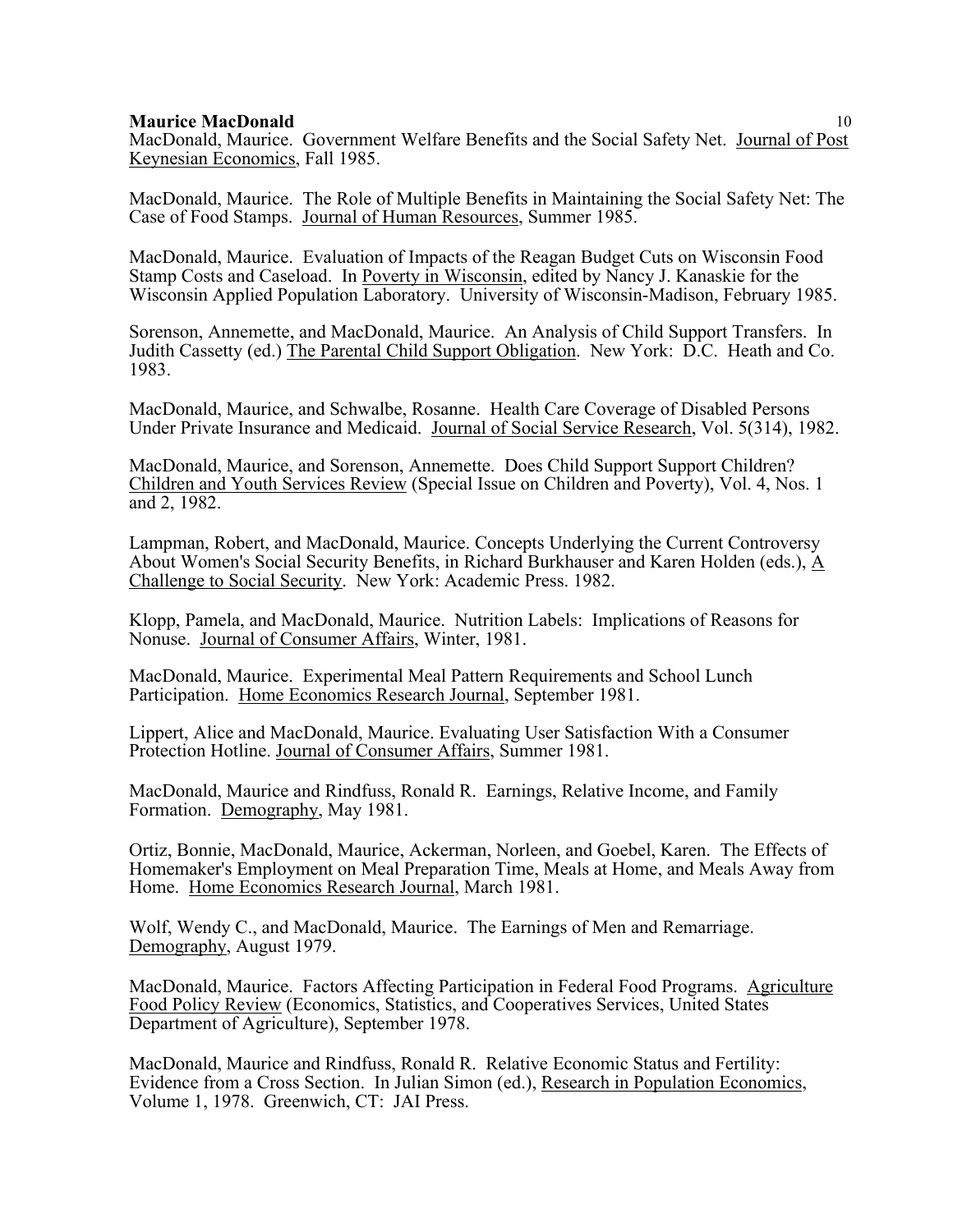MacDonald, Maurice. Government Welfare Benefits and the Social Safety Net. Journal of Post Keynesian Economics, Fall 1985.

MacDonald, Maurice. The Role of Multiple Benefits in Maintaining the Social Safety Net: The Case of Food Stamps. Journal of Human Resources, Summer 1985.

MacDonald, Maurice. Evaluation of Impacts of the Reagan Budget Cuts on Wisconsin Food Stamp Costs and Caseload. In Poverty in Wisconsin, edited by Nancy J. Kanaskie for the Wisconsin Applied Population Laboratory. University of Wisconsin-Madison, February 1985.

Sorenson, Annemette, and MacDonald, Maurice. An Analysis of Child Support Transfers. In Judith Cassetty (ed.) The Parental Child Support Obligation. New York: D.C. Heath and Co. 1983.

MacDonald, Maurice, and Schwalbe, Rosanne. Health Care Coverage of Disabled Persons Under Private Insurance and Medicaid. Journal of Social Service Research, Vol. 5(314), 1982.

MacDonald, Maurice, and Sorenson, Annemette. Does Child Support Support Children? Children and Youth Services Review (Special Issue on Children and Poverty), Vol. 4, Nos. 1 and 2, 1982.

Lampman, Robert, and MacDonald, Maurice. Concepts Underlying the Current Controversy About Women's Social Security Benefits, in Richard Burkhauser and Karen Holden (eds.), A Challenge to Social Security. New York: Academic Press. 1982.

Klopp, Pamela, and MacDonald, Maurice. Nutrition Labels: Implications of Reasons for Nonuse. Journal of Consumer Affairs, Winter, 1981.

MacDonald, Maurice. Experimental Meal Pattern Requirements and School Lunch Participation. Home Economics Research Journal, September 1981.

Lippert, Alice and MacDonald, Maurice. Evaluating User Satisfaction With a Consumer Protection Hotline. Journal of Consumer Affairs, Summer 1981.

MacDonald, Maurice and Rindfuss, Ronald R. Earnings, Relative Income, and Family Formation. Demography, May 1981.

Ortiz, Bonnie, MacDonald, Maurice, Ackerman, Norleen, and Goebel, Karen. The Effects of Homemaker's Employment on Meal Preparation Time, Meals at Home, and Meals Away from Home. Home Economics Research Journal, March 1981.

Wolf, Wendy C., and MacDonald, Maurice. The Earnings of Men and Remarriage. Demography, August 1979.

MacDonald, Maurice. Factors Affecting Participation in Federal Food Programs. Agriculture Food Policy Review (Economics, Statistics, and Cooperatives Services, United States Department of Agriculture), September 1978.

MacDonald, Maurice and Rindfuss, Ronald R. Relative Economic Status and Fertility: Evidence from a Cross Section. In Julian Simon (ed.), Research in Population Economics, Volume 1, 1978. Greenwich, CT: JAI Press.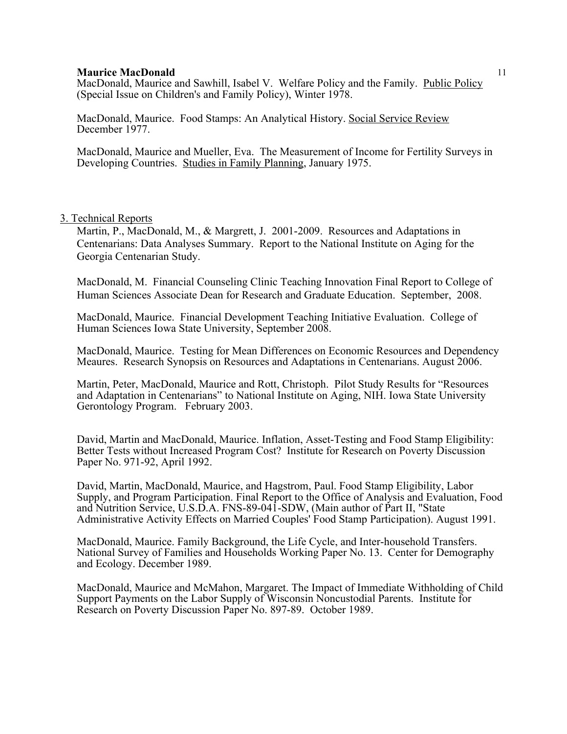MacDonald, Maurice and Sawhill, Isabel V. Welfare Policy and the Family. Public Policy (Special Issue on Children's and Family Policy), Winter 1978.

MacDonald, Maurice. Food Stamps: An Analytical History. Social Service Review December 1977.

MacDonald, Maurice and Mueller, Eva. The Measurement of Income for Fertility Surveys in Developing Countries. Studies in Family Planning, January 1975.

3. Technical Reports

Martin, P., MacDonald, M., & Margrett, J. 2001-2009. Resources and Adaptations in Centenarians: Data Analyses Summary. Report to the National Institute on Aging for the Georgia Centenarian Study.

MacDonald, M. Financial Counseling Clinic Teaching Innovation Final Report to College of Human Sciences Associate Dean for Research and Graduate Education. September, 2008.

MacDonald, Maurice. Financial Development Teaching Initiative Evaluation. College of Human Sciences Iowa State University, September 2008.

MacDonald, Maurice. Testing for Mean Differences on Economic Resources and Dependency Meaures. Research Synopsis on Resources and Adaptations in Centenarians. August 2006.

Martin, Peter, MacDonald, Maurice and Rott, Christoph. Pilot Study Results for "Resources and Adaptation in Centenarians" to National Institute on Aging, NIH. Iowa State University Gerontology Program. February 2003.

David, Martin and MacDonald, Maurice. Inflation, Asset-Testing and Food Stamp Eligibility: Better Tests without Increased Program Cost? Institute for Research on Poverty Discussion Paper No. 971-92, April 1992.

David, Martin, MacDonald, Maurice, and Hagstrom, Paul. Food Stamp Eligibility, Labor Supply, and Program Participation. Final Report to the Office of Analysis and Evaluation, Food and Nutrition Service, U.S.D.A. FNS-89-041-SDW, (Main author of Part II, "State Administrative Activity Effects on Married Couples' Food Stamp Participation). August 1991.

MacDonald, Maurice. Family Background, the Life Cycle, and Inter-household Transfers. National Survey of Families and Households Working Paper No. 13. Center for Demography and Ecology. December 1989.

MacDonald, Maurice and McMahon, Margaret. The Impact of Immediate Withholding of Child Support Payments on the Labor Supply of Wisconsin Noncustodial Parents. Institute for Research on Poverty Discussion Paper No. 897-89. October 1989.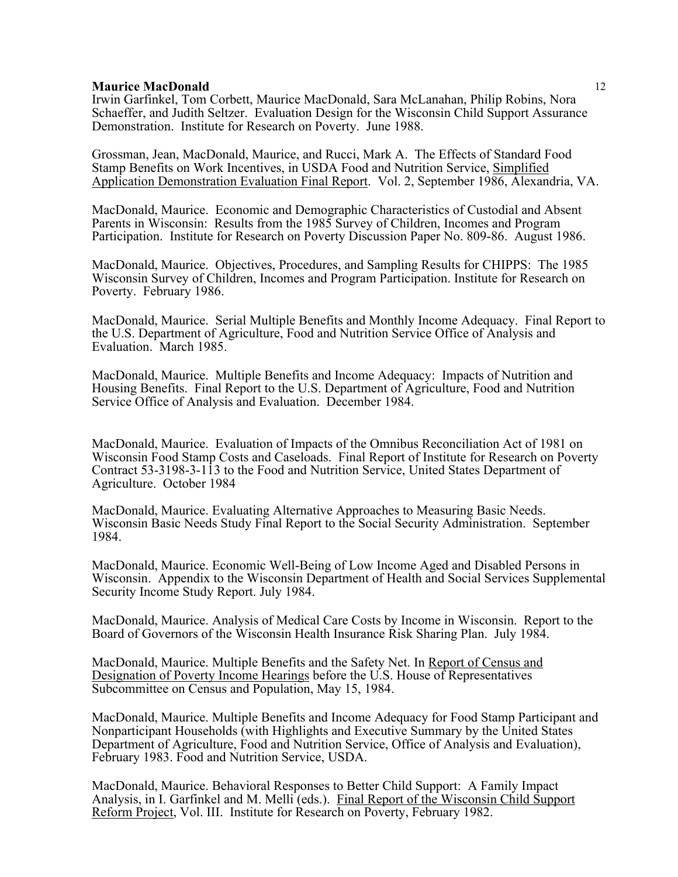Irwin Garfinkel, Tom Corbett, Maurice MacDonald, Sara McLanahan, Philip Robins, Nora Schaeffer, and Judith Seltzer. Evaluation Design for the Wisconsin Child Support Assurance Demonstration. Institute for Research on Poverty. June 1988.

Grossman, Jean, MacDonald, Maurice, and Rucci, Mark A. The Effects of Standard Food Stamp Benefits on Work Incentives, in USDA Food and Nutrition Service, Simplified Application Demonstration Evaluation Final Report. Vol. 2, September 1986, Alexandria, VA.

MacDonald, Maurice. Economic and Demographic Characteristics of Custodial and Absent Parents in Wisconsin: Results from the 1985 Survey of Children, Incomes and Program Participation. Institute for Research on Poverty Discussion Paper No. 809-86. August 1986.

MacDonald, Maurice. Objectives, Procedures, and Sampling Results for CHIPPS: The 1985 Wisconsin Survey of Children, Incomes and Program Participation. Institute for Research on Poverty. February 1986.

MacDonald, Maurice. Serial Multiple Benefits and Monthly Income Adequacy. Final Report to the U.S. Department of Agriculture, Food and Nutrition Service Office of Analysis and Evaluation. March 1985.

MacDonald, Maurice. Multiple Benefits and Income Adequacy: Impacts of Nutrition and Housing Benefits. Final Report to the U.S. Department of Agriculture, Food and Nutrition Service Office of Analysis and Evaluation. December 1984.

MacDonald, Maurice. Evaluation of Impacts of the Omnibus Reconciliation Act of 1981 on Wisconsin Food Stamp Costs and Caseloads. Final Report of Institute for Research on Poverty Contract 53-3198-3-113 to the Food and Nutrition Service, United States Department of Agriculture. October 1984

MacDonald, Maurice. Evaluating Alternative Approaches to Measuring Basic Needs. Wisconsin Basic Needs Study Final Report to the Social Security Administration. September 1984.

MacDonald, Maurice. Economic Well-Being of Low Income Aged and Disabled Persons in Wisconsin. Appendix to the Wisconsin Department of Health and Social Services Supplemental Security Income Study Report. July 1984.

MacDonald, Maurice. Analysis of Medical Care Costs by Income in Wisconsin. Report to the Board of Governors of the Wisconsin Health Insurance Risk Sharing Plan. July 1984.

MacDonald, Maurice. Multiple Benefits and the Safety Net. In Report of Census and Designation of Poverty Income Hearings before the U.S. House of Representatives Subcommittee on Census and Population, May 15, 1984.

MacDonald, Maurice. Multiple Benefits and Income Adequacy for Food Stamp Participant and Nonparticipant Households (with Highlights and Executive Summary by the United States Department of Agriculture, Food and Nutrition Service, Office of Analysis and Evaluation), February 1983. Food and Nutrition Service, USDA.

MacDonald, Maurice. Behavioral Responses to Better Child Support: A Family Impact Analysis, in I. Garfinkel and M. Melli (eds.). Final Report of the Wisconsin Child Support Reform Project, Vol. III. Institute for Research on Poverty, February 1982.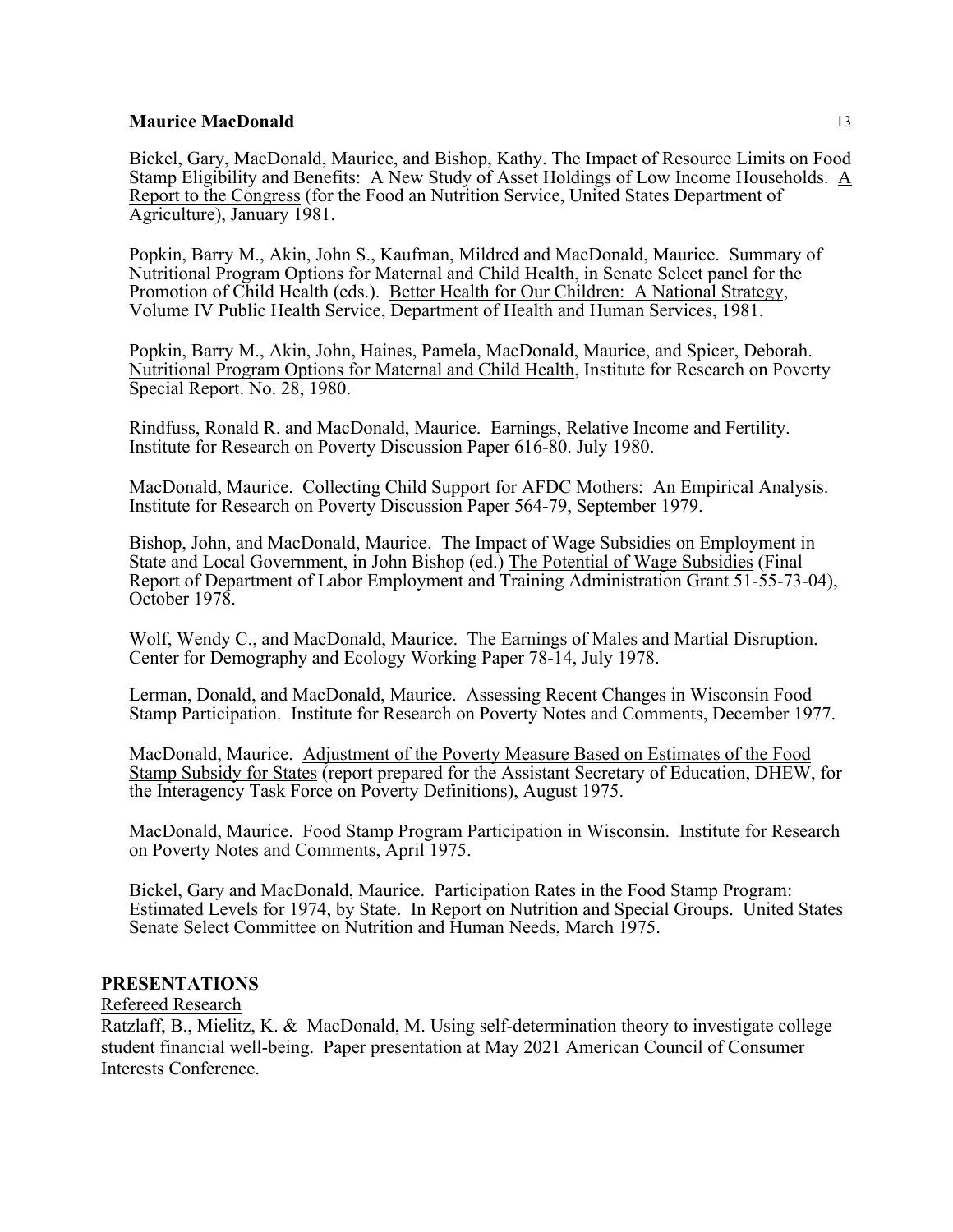Bickel, Gary, MacDonald, Maurice, and Bishop, Kathy. The Impact of Resource Limits on Food Stamp Eligibility and Benefits: A New Study of Asset Holdings of Low Income Households. <u>A Report to the Congress</u> (for the Food an Nutrition Service, United States Department of Agriculture), January 1981.

Popkin, Barry M., Akin, John S., Kaufman, Mildred and MacDonald, Maurice. Summary of Nutritional Program Options for Maternal and Child Health, in Senate Select panel for the Promotion of Child Health (eds.). <u>Better Health for Our Children: A National Strategy</u>, Volume IV Public Health Service, Department of Health and Human Services, 1981.

Popkin, Barry M., Akin, John, Haines, Pamela, MacDonald, Maurice, and Spicer, Deborah. <u>Nutritional Program Options for Maternal and Child Health</u>, Institute for Research on Poverty Special Report. No. 28, 1980.

Rindfuss, Ronald R. and MacDonald, Maurice. Earnings, Relative Income and Fertility. Institute for Research on Poverty Discussion Paper 616-80. July 1980.

MacDonald, Maurice. Collecting Child Support for AFDC Mothers: An Empirical Analysis. Institute for Research on Poverty Discussion Paper 564-79, September 1979.

Bishop, John, and MacDonald, Maurice. The Impact of Wage Subsidies on Employment in State and Local Government, in John Bishop (ed.) <u>The Potential of Wage Subsidies</u> (Final Report of Department of Labor Employment and Training Administration Grant 51-55-73-04), October 1978.

Wolf, Wendy C., and MacDonald, Maurice. The Earnings of Males and Martial Disruption. Center for Demography and Ecology Working Paper 78-14, July 1978.

Lerman, Donald, and MacDonald, Maurice. Assessing Recent Changes in Wisconsin Food Stamp Participation. Institute for Research on Poverty Notes and Comments, December 1977.

MacDonald, Maurice. <u>Adjustment of the Poverty Measure Based on Estimates of the Food Stamp Subsidy for States</u> (report prepared for the Assistant Secretary of Education, DHEW, for the Interagency Task Force on Poverty Definitions), August 1975.

MacDonald, Maurice. Food Stamp Program Participation in Wisconsin. Institute for Research on Poverty Notes and Comments, April 1975.

Bickel, Gary and MacDonald, Maurice. Participation Rates in the Food Stamp Program: Estimated Levels for 1974, by State. In <u>Report on Nutrition and Special Groups</u>. United States Senate Select Committee on Nutrition and Human Needs, March 1975.

## PRESENTATIONS

<u>Refereed Research</u>

Ratzlaff, B., Mielitz, K. & MacDonald, M. Using self-determination theory to investigate college student financial well-being. Paper presentation at May 2021 American Council of Consumer Interests Conference.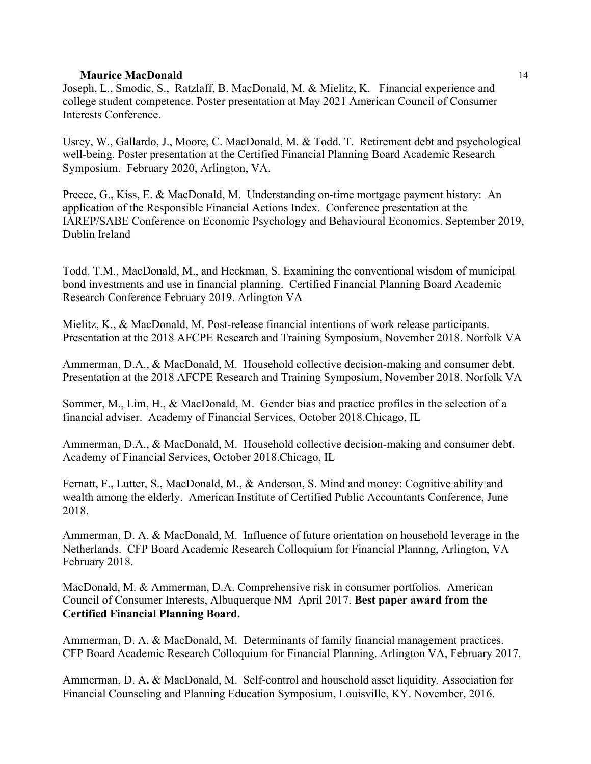Joseph, L., Smodic, S., Ratzlaff, B. MacDonald, M. & Mielitz, K. Financial experience and college student competence. Poster presentation at May 2021 American Council of Consumer Interests Conference.

Usrey, W., Gallardo, J., Moore, C. MacDonald, M. & Todd. T. Retirement debt and psychological well-being. Poster presentation at the Certified Financial Planning Board Academic Research Symposium. February 2020, Arlington, VA.

Preece, G., Kiss, E. & MacDonald, M. Understanding on-time mortgage payment history: An application of the Responsible Financial Actions Index. Conference presentation at the IAREP/SABE Conference on Economic Psychology and Behavioural Economics. September 2019, Dublin Ireland

Todd, T.M., MacDonald, M., and Heckman, S. Examining the conventional wisdom of municipal bond investments and use in financial planning. Certified Financial Planning Board Academic Research Conference February 2019. Arlington VA

Mielitz, K., & MacDonald, M. Post-release financial intentions of work release participants. Presentation at the 2018 AFCPE Research and Training Symposium, November 2018. Norfolk VA

Ammerman, D.A., & MacDonald, M. Household collective decision-making and consumer debt. Presentation at the 2018 AFCPE Research and Training Symposium, November 2018. Norfolk VA

Sommer, M., Lim, H., & MacDonald, M. Gender bias and practice profiles in the selection of a financial adviser. Academy of Financial Services, October 2018.Chicago, IL

Ammerman, D.A., & MacDonald, M. Household collective decision-making and consumer debt. Academy of Financial Services, October 2018.Chicago, IL

Fernatt, F., Lutter, S., MacDonald, M., & Anderson, S. Mind and money: Cognitive ability and wealth among the elderly. American Institute of Certified Public Accountants Conference, June 2018.

Ammerman, D. A. & MacDonald, M. Influence of future orientation on household leverage in the Netherlands. CFP Board Academic Research Colloquium for Financial Plannng, Arlington, VA February 2018.

MacDonald, M. & Ammerman, D.A. Comprehensive risk in consumer portfolios. American Council of Consumer Interests, Albuquerque NM April 2017. **Best paper award from the Certified Financial Planning Board.**

Ammerman, D. A. & MacDonald, M. Determinants of family financial management practices. CFP Board Academic Research Colloquium for Financial Planning. Arlington VA, February 2017.

Ammerman, D. A**.** & MacDonald, M. Self-control and household asset liquidity. Association for Financial Counseling and Planning Education Symposium, Louisville, KY. November, 2016.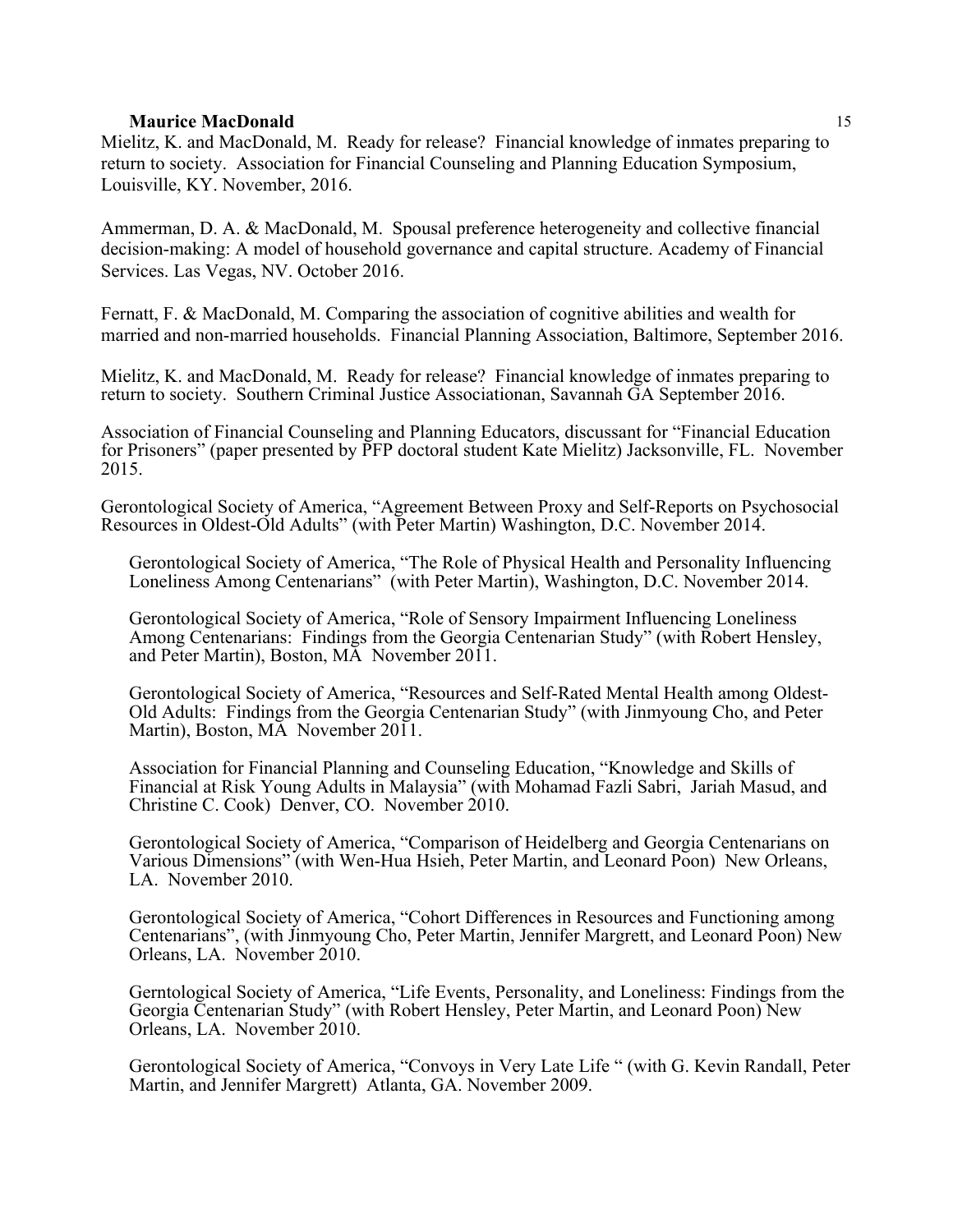Mielitz, K. and MacDonald, M. Ready for release? Financial knowledge of inmates preparing to return to society. Association for Financial Counseling and Planning Education Symposium, Louisville, KY. November, 2016.

Ammerman, D. A. & MacDonald, M. Spousal preference heterogeneity and collective financial decision-making: A model of household governance and capital structure. Academy of Financial Services. Las Vegas, NV. October 2016.

Fernatt, F. & MacDonald, M. Comparing the association of cognitive abilities and wealth for married and non-married households. Financial Planning Association, Baltimore, September 2016.

Mielitz, K. and MacDonald, M. Ready for release? Financial knowledge of inmates preparing to return to society. Southern Criminal Justice Associationan, Savannah GA September 2016.

Association of Financial Counseling and Planning Educators, discussant for "Financial Education for Prisoners" (paper presented by PFP doctoral student Kate Mielitz) Jacksonville, FL. November 2015.

Gerontological Society of America, "Agreement Between Proxy and Self-Reports on Psychosocial Resources in Oldest-Old Adults" (with Peter Martin) Washington, D.C. November 2014.

Gerontological Society of America, "The Role of Physical Health and Personality Influencing Loneliness Among Centenarians" (with Peter Martin), Washington, D.C. November 2014.

Gerontological Society of America, "Role of Sensory Impairment Influencing Loneliness Among Centenarians: Findings from the Georgia Centenarian Study" (with Robert Hensley, and Peter Martin), Boston, MA November 2011.

Gerontological Society of America, "Resources and Self-Rated Mental Health among Oldest-Old Adults: Findings from the Georgia Centenarian Study" (with Jinmyoung Cho, and Peter Martin), Boston, MA November 2011.

Association for Financial Planning and Counseling Education, "Knowledge and Skills of Financial at Risk Young Adults in Malaysia" (with Mohamad Fazli Sabri, Jariah Masud, and Christine C. Cook) Denver, CO. November 2010.

Gerontological Society of America, "Comparison of Heidelberg and Georgia Centenarians on Various Dimensions" (with Wen-Hua Hsieh, Peter Martin, and Leonard Poon) New Orleans, LA. November 2010.

Gerontological Society of America, "Cohort Differences in Resources and Functioning among Centenarians", (with Jinmyoung Cho, Peter Martin, Jennifer Margrett, and Leonard Poon) New Orleans, LA. November 2010.

Gerntological Society of America, "Life Events, Personality, and Loneliness: Findings from the Georgia Centenarian Study" (with Robert Hensley, Peter Martin, and Leonard Poon) New Orleans, LA. November 2010.

Gerontological Society of America, "Convoys in Very Late Life " (with G. Kevin Randall, Peter Martin, and Jennifer Margrett) Atlanta, GA. November 2009.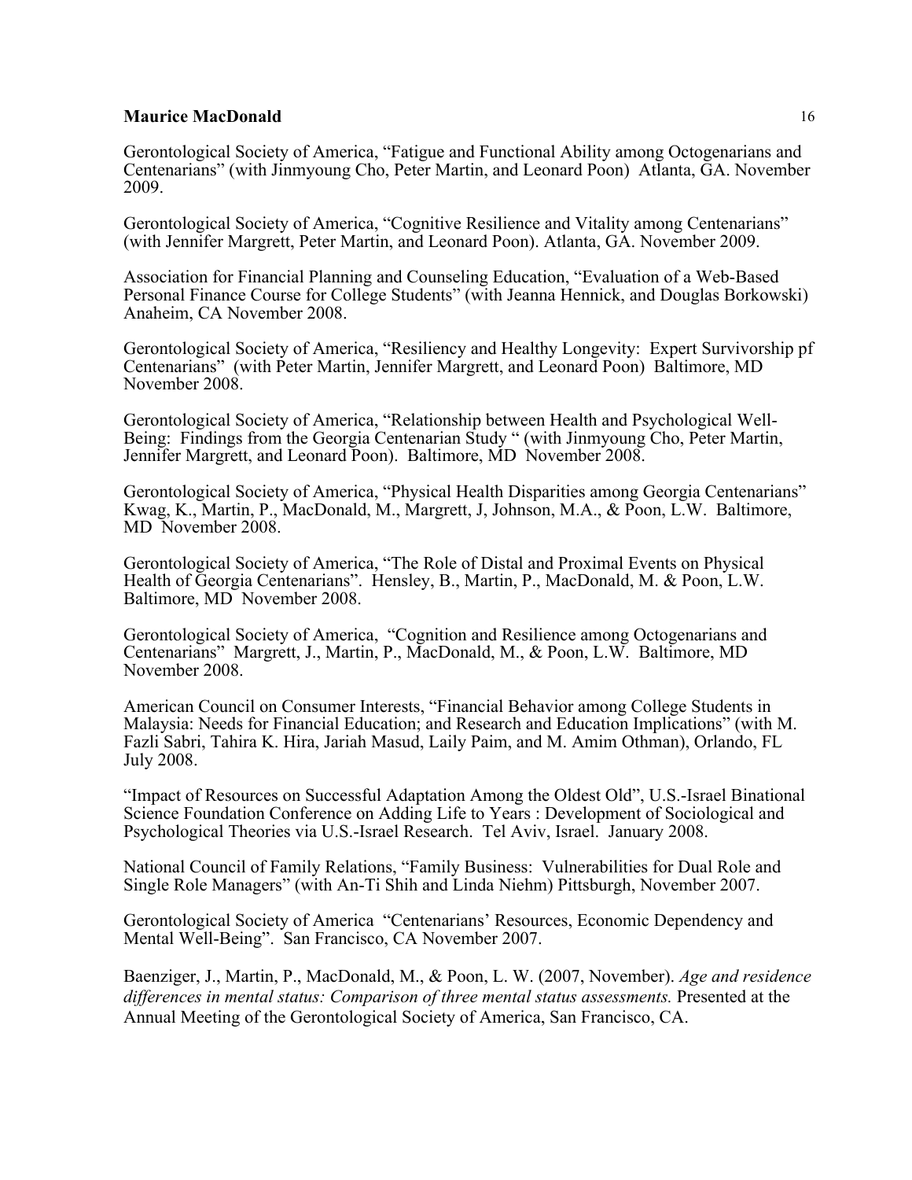Gerontological Society of America, "Fatigue and Functional Ability among Octogenarians and Centenarians" (with Jinmyoung Cho, Peter Martin, and Leonard Poon) Atlanta, GA. November 2009.

Gerontological Society of America, "Cognitive Resilience and Vitality among Centenarians" (with Jennifer Margrett, Peter Martin, and Leonard Poon). Atlanta, GA. November 2009.

Association for Financial Planning and Counseling Education, "Evaluation of a Web-Based Personal Finance Course for College Students" (with Jeanna Hennick, and Douglas Borkowski) Anaheim, CA November 2008.

Gerontological Society of America, "Resiliency and Healthy Longevity: Expert Survivorship pf Centenarians" (with Peter Martin, Jennifer Margrett, and Leonard Poon) Baltimore, MD November 2008.

Gerontological Society of America, "Relationship between Health and Psychological Well-Being: Findings from the Georgia Centenarian Study " (with Jinmyoung Cho, Peter Martin, Jennifer Margrett, and Leonard Poon). Baltimore, MD November 2008.

Gerontological Society of America, "Physical Health Disparities among Georgia Centenarians" Kwag, K., Martin, P., MacDonald, M., Margrett, J, Johnson, M.A., & Poon, L.W. Baltimore, MD November 2008.

Gerontological Society of America, "The Role of Distal and Proximal Events on Physical Health of Georgia Centenarians". Hensley, B., Martin, P., MacDonald, M. & Poon, L.W. Baltimore, MD November 2008.

Gerontological Society of America, "Cognition and Resilience among Octogenarians and Centenarians" Margrett, J., Martin, P., MacDonald, M., & Poon, L.W. Baltimore, MD November 2008.

American Council on Consumer Interests, "Financial Behavior among College Students in Malaysia: Needs for Financial Education; and Research and Education Implications" (with M. Fazli Sabri, Tahira K. Hira, Jariah Masud, Laily Paim, and M. Amim Othman), Orlando, FL July 2008.

"Impact of Resources on Successful Adaptation Among the Oldest Old", U.S.-Israel Binational Science Foundation Conference on Adding Life to Years : Development of Sociological and Psychological Theories via U.S.-Israel Research. Tel Aviv, Israel. January 2008.

National Council of Family Relations, "Family Business: Vulnerabilities for Dual Role and Single Role Managers" (with An-Ti Shih and Linda Niehm) Pittsburgh, November 2007.

Gerontological Society of America "Centenarians' Resources, Economic Dependency and Mental Well-Being". San Francisco, CA November 2007.

Baenziger, J., Martin, P., MacDonald, M., & Poon, L. W. (2007, November). *Age and residence differences in mental status: Comparison of three mental status assessments.* Presented at the Annual Meeting of the Gerontological Society of America, San Francisco, CA.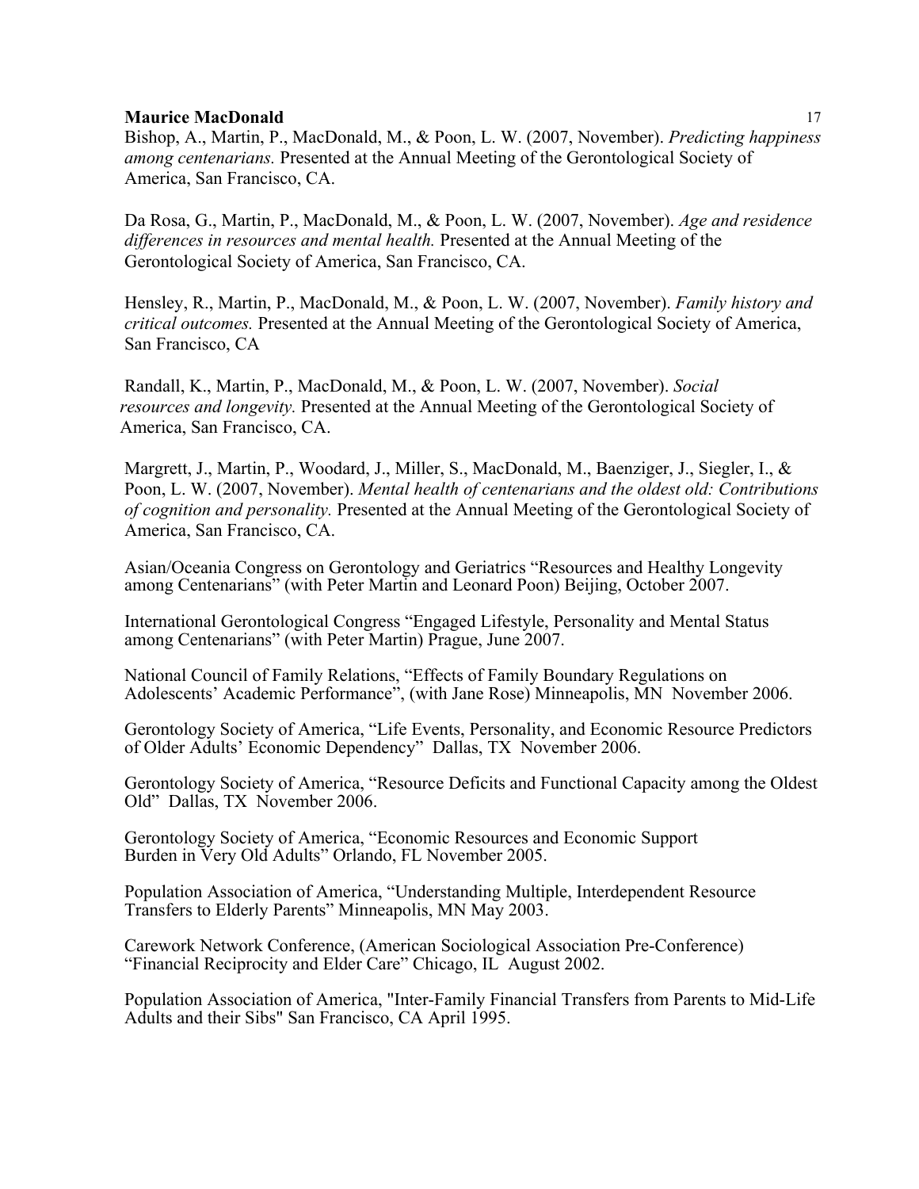Bishop, A., Martin, P., MacDonald, M., & Poon, L. W. (2007, November). *Predicting happiness among centenarians.* Presented at the Annual Meeting of the Gerontological Society of America, San Francisco, CA.

Da Rosa, G., Martin, P., MacDonald, M., & Poon, L. W. (2007, November). *Age and residence differences in resources and mental health.* Presented at the Annual Meeting of the Gerontological Society of America, San Francisco, CA.

Hensley, R., Martin, P., MacDonald, M., & Poon, L. W. (2007, November). *Family history and critical outcomes.* Presented at the Annual Meeting of the Gerontological Society of America, San Francisco, CA

Randall, K., Martin, P., MacDonald, M., & Poon, L. W. (2007, November). *Social resources and longevity.* Presented at the Annual Meeting of the Gerontological Society of America, San Francisco, CA.

Margrett, J., Martin, P., Woodard, J., Miller, S., MacDonald, M., Baenziger, J., Siegler, I., & Poon, L. W. (2007, November). *Mental health of centenarians and the oldest old: Contributions of cognition and personality.* Presented at the Annual Meeting of the Gerontological Society of America, San Francisco, CA.

Asian/Oceania Congress on Gerontology and Geriatrics "Resources and Healthy Longevity among Centenarians" (with Peter Martin and Leonard Poon) Beijing, October 2007.

International Gerontological Congress "Engaged Lifestyle, Personality and Mental Status among Centenarians" (with Peter Martin) Prague, June 2007.

National Council of Family Relations, "Effects of Family Boundary Regulations on Adolescents' Academic Performance", (with Jane Rose) Minneapolis, MN November 2006.

Gerontology Society of America, "Life Events, Personality, and Economic Resource Predictors of Older Adults' Economic Dependency" Dallas, TX November 2006.

Gerontology Society of America, "Resource Deficits and Functional Capacity among the Oldest Old" Dallas, TX November 2006.

Gerontology Society of America, "Economic Resources and Economic Support Burden in Very Old Adults" Orlando, FL November 2005.

Population Association of America, "Understanding Multiple, Interdependent Resource Transfers to Elderly Parents" Minneapolis, MN May 2003.

Carework Network Conference, (American Sociological Association Pre-Conference) "Financial Reciprocity and Elder Care" Chicago, IL August 2002.

Population Association of America, "Inter-Family Financial Transfers from Parents to Mid-Life Adults and their Sibs" San Francisco, CA April 1995.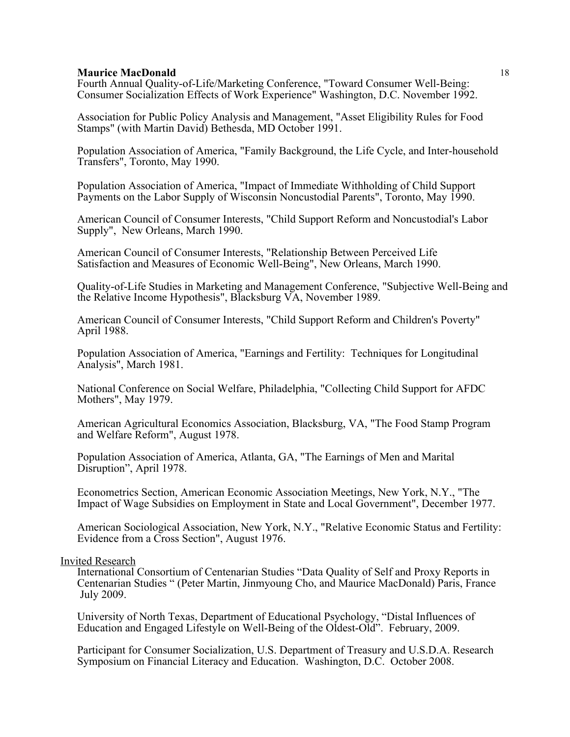Fourth Annual Quality-of-Life/Marketing Conference, "Toward Consumer Well-Being: Consumer Socialization Effects of Work Experience" Washington, D.C. November 1992.

Association for Public Policy Analysis and Management, "Asset Eligibility Rules for Food Stamps" (with Martin David) Bethesda, MD October 1991.

Population Association of America, "Family Background, the Life Cycle, and Inter-household Transfers", Toronto, May 1990.

Population Association of America, "Impact of Immediate Withholding of Child Support Payments on the Labor Supply of Wisconsin Noncustodial Parents", Toronto, May 1990.

American Council of Consumer Interests, "Child Support Reform and Noncustodial's Labor Supply", New Orleans, March 1990.

American Council of Consumer Interests, "Relationship Between Perceived Life Satisfaction and Measures of Economic Well-Being", New Orleans, March 1990.

Quality-of-Life Studies in Marketing and Management Conference, "Subjective Well-Being and the Relative Income Hypothesis", Blacksburg VA, November 1989.

American Council of Consumer Interests, "Child Support Reform and Children's Poverty" April 1988.

Population Association of America, "Earnings and Fertility: Techniques for Longitudinal Analysis", March 1981.

National Conference on Social Welfare, Philadelphia, "Collecting Child Support for AFDC Mothers", May 1979.

American Agricultural Economics Association, Blacksburg, VA, "The Food Stamp Program and Welfare Reform", August 1978.

Population Association of America, Atlanta, GA, "The Earnings of Men and Marital Disruption", April 1978.

Econometrics Section, American Economic Association Meetings, New York, N.Y., "The Impact of Wage Subsidies on Employment in State and Local Government", December 1977.

American Sociological Association, New York, N.Y., "Relative Economic Status and Fertility: Evidence from a Cross Section", August 1976.

Invited Research

International Consortium of Centenarian Studies "Data Quality of Self and Proxy Reports in Centenarian Studies " (Peter Martin, Jinmyoung Cho, and Maurice MacDonald) Paris, France July 2009.

University of North Texas, Department of Educational Psychology, "Distal Influences of Education and Engaged Lifestyle on Well-Being of the Oldest-Old". February, 2009.

Participant for Consumer Socialization, U.S. Department of Treasury and U.S.D.A. Research Symposium on Financial Literacy and Education. Washington, D.C. October 2008.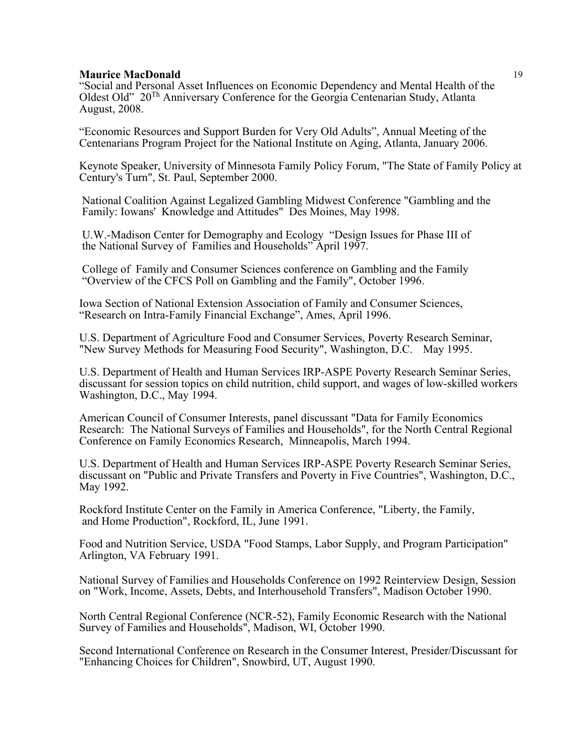“Social and Personal Asset Influences on Economic Dependency and Mental Health of the Oldest Old” 20Th Anniversary Conference for the Georgia Centenarian Study, Atlanta August, 2008.

“Economic Resources and Support Burden for Very Old Adults”, Annual Meeting of the Centenarians Program Project for the National Institute on Aging, Atlanta, January 2006.

Keynote Speaker, University of Minnesota Family Policy Forum, "The State of Family Policy at Century's Turn", St. Paul, September 2000.

National Coalition Against Legalized Gambling Midwest Conference "Gambling and the Family: Iowans' Knowledge and Attitudes" Des Moines, May 1998.

U.W.-Madison Center for Demography and Ecology “Design Issues for Phase III of the National Survey of Families and Households” April 1997.

College of Family and Consumer Sciences conference on Gambling and the Family “Overview of the CFCS Poll on Gambling and the Family", October 1996.

Iowa Section of National Extension Association of Family and Consumer Sciences, “Research on Intra-Family Financial Exchange”, Ames, April 1996.

U.S. Department of Agriculture Food and Consumer Services, Poverty Research Seminar, "New Survey Methods for Measuring Food Security", Washington, D.C. May 1995.

U.S. Department of Health and Human Services IRP-ASPE Poverty Research Seminar Series, discussant for session topics on child nutrition, child support, and wages of low-skilled workers Washington, D.C., May 1994.

American Council of Consumer Interests, panel discussant "Data for Family Economics Research: The National Surveys of Families and Households", for the North Central Regional Conference on Family Economics Research, Minneapolis, March 1994.

U.S. Department of Health and Human Services IRP-ASPE Poverty Research Seminar Series, discussant on "Public and Private Transfers and Poverty in Five Countries", Washington, D.C., May 1992.

Rockford Institute Center on the Family in America Conference, "Liberty, the Family, and Home Production", Rockford, IL, June 1991.

Food and Nutrition Service, USDA "Food Stamps, Labor Supply, and Program Participation" Arlington, VA February 1991.

National Survey of Families and Households Conference on 1992 Reinterview Design, Session on "Work, Income, Assets, Debts, and Interhousehold Transfers", Madison October 1990.

North Central Regional Conference (NCR-52), Family Economic Research with the National Survey of Families and Households", Madison, WI, October 1990.

Second International Conference on Research in the Consumer Interest, Presider/Discussant for "Enhancing Choices for Children", Snowbird, UT, August 1990.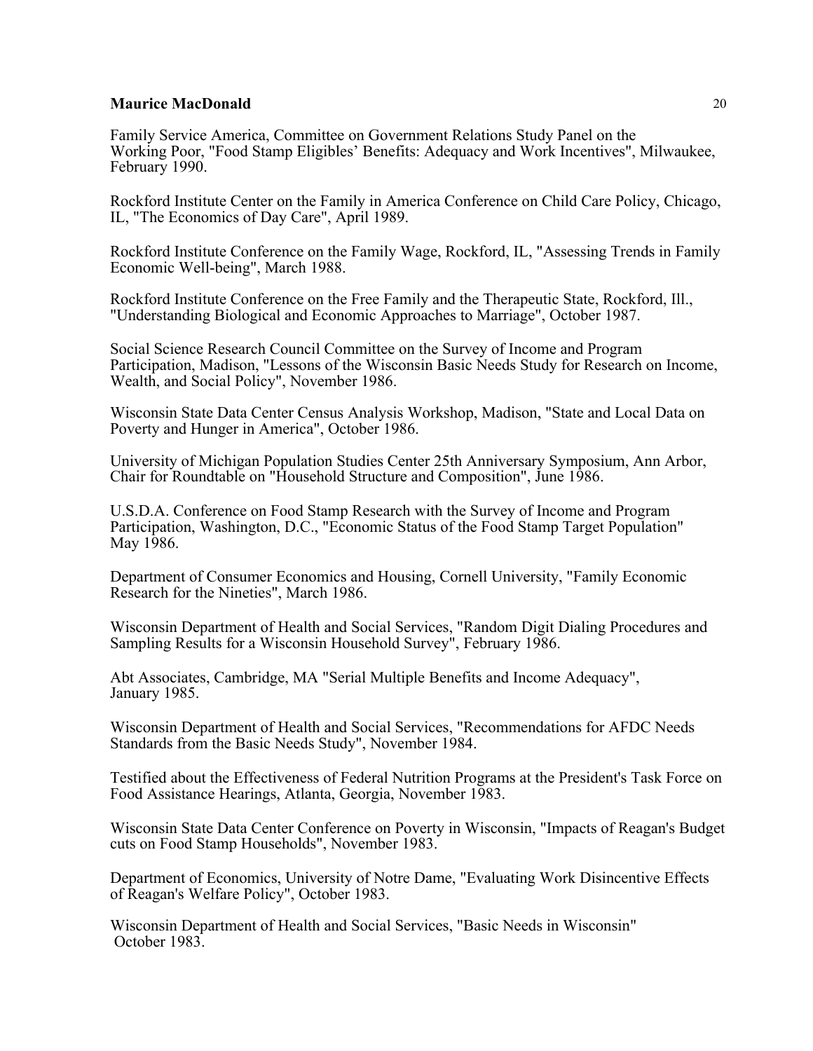Family Service America, Committee on Government Relations Study Panel on the Working Poor, "Food Stamp Eligibles' Benefits: Adequacy and Work Incentives", Milwaukee, February 1990.

Rockford Institute Center on the Family in America Conference on Child Care Policy, Chicago, IL, "The Economics of Day Care", April 1989.

Rockford Institute Conference on the Family Wage, Rockford, IL, "Assessing Trends in Family Economic Well-being", March 1988.

Rockford Institute Conference on the Free Family and the Therapeutic State, Rockford, Ill., "Understanding Biological and Economic Approaches to Marriage", October 1987.

Social Science Research Council Committee on the Survey of Income and Program Participation, Madison, "Lessons of the Wisconsin Basic Needs Study for Research on Income, Wealth, and Social Policy", November 1986.

Wisconsin State Data Center Census Analysis Workshop, Madison, "State and Local Data on Poverty and Hunger in America", October 1986.

University of Michigan Population Studies Center 25th Anniversary Symposium, Ann Arbor, Chair for Roundtable on "Household Structure and Composition", June 1986.

U.S.D.A. Conference on Food Stamp Research with the Survey of Income and Program Participation, Washington, D.C., "Economic Status of the Food Stamp Target Population" May 1986.

Department of Consumer Economics and Housing, Cornell University, "Family Economic Research for the Nineties", March 1986.

Wisconsin Department of Health and Social Services, "Random Digit Dialing Procedures and Sampling Results for a Wisconsin Household Survey", February 1986.

Abt Associates, Cambridge, MA "Serial Multiple Benefits and Income Adequacy", January 1985.

Wisconsin Department of Health and Social Services, "Recommendations for AFDC Needs Standards from the Basic Needs Study", November 1984.

Testified about the Effectiveness of Federal Nutrition Programs at the President's Task Force on Food Assistance Hearings, Atlanta, Georgia, November 1983.

Wisconsin State Data Center Conference on Poverty in Wisconsin, "Impacts of Reagan's Budget cuts on Food Stamp Households", November 1983.

Department of Economics, University of Notre Dame, "Evaluating Work Disincentive Effects of Reagan's Welfare Policy", October 1983.

Wisconsin Department of Health and Social Services, "Basic Needs in Wisconsin" October 1983.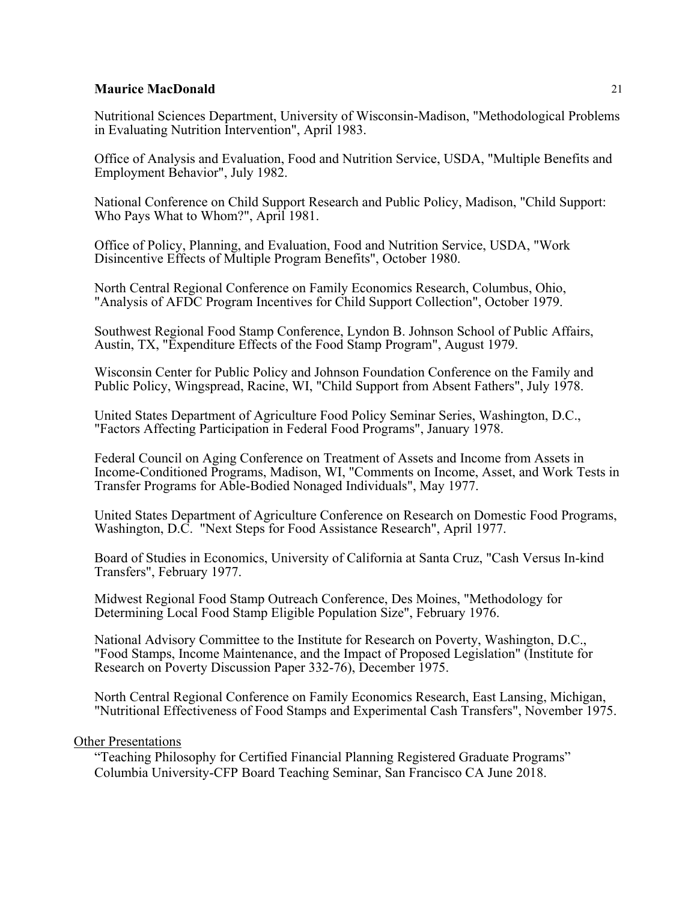Nutritional Sciences Department, University of Wisconsin-Madison, "Methodological Problems in Evaluating Nutrition Intervention", April 1983.

Office of Analysis and Evaluation, Food and Nutrition Service, USDA, "Multiple Benefits and Employment Behavior", July 1982.

National Conference on Child Support Research and Public Policy, Madison, "Child Support: Who Pays What to Whom?", April 1981.

Office of Policy, Planning, and Evaluation, Food and Nutrition Service, USDA, "Work Disincentive Effects of Multiple Program Benefits", October 1980.

North Central Regional Conference on Family Economics Research, Columbus, Ohio, "Analysis of AFDC Program Incentives for Child Support Collection", October 1979.

Southwest Regional Food Stamp Conference, Lyndon B. Johnson School of Public Affairs, Austin, TX, "Expenditure Effects of the Food Stamp Program", August 1979.

Wisconsin Center for Public Policy and Johnson Foundation Conference on the Family and Public Policy, Wingspread, Racine, WI, "Child Support from Absent Fathers", July 1978.

United States Department of Agriculture Food Policy Seminar Series, Washington, D.C., "Factors Affecting Participation in Federal Food Programs", January 1978.

Federal Council on Aging Conference on Treatment of Assets and Income from Assets in Income-Conditioned Programs, Madison, WI, "Comments on Income, Asset, and Work Tests in Transfer Programs for Able-Bodied Nonaged Individuals", May 1977.

United States Department of Agriculture Conference on Research on Domestic Food Programs, Washington, D.C. "Next Steps for Food Assistance Research", April 1977.

Board of Studies in Economics, University of California at Santa Cruz, "Cash Versus In-kind Transfers", February 1977.

Midwest Regional Food Stamp Outreach Conference, Des Moines, "Methodology for Determining Local Food Stamp Eligible Population Size", February 1976.

National Advisory Committee to the Institute for Research on Poverty, Washington, D.C., "Food Stamps, Income Maintenance, and the Impact of Proposed Legislation" (Institute for Research on Poverty Discussion Paper 332-76), December 1975.

North Central Regional Conference on Family Economics Research, East Lansing, Michigan, "Nutritional Effectiveness of Food Stamps and Experimental Cash Transfers", November 1975.

Other Presentations

"Teaching Philosophy for Certified Financial Planning Registered Graduate Programs" Columbia University-CFP Board Teaching Seminar, San Francisco CA June 2018.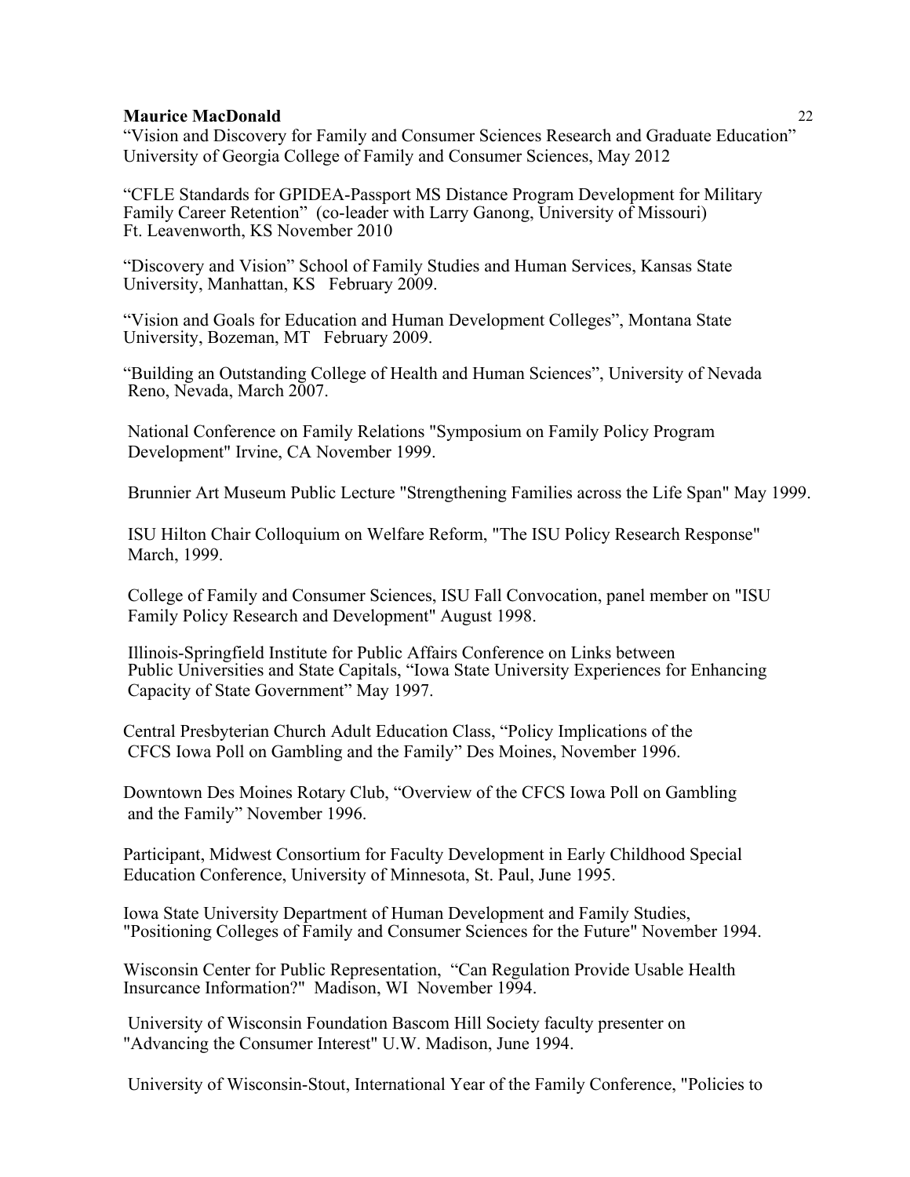“Vision and Discovery for Family and Consumer Sciences Research and Graduate Education” University of Georgia College of Family and Consumer Sciences, May 2012

“CFLE Standards for GPIDEA-Passport MS Distance Program Development for Military Family Career Retention” (co-leader with Larry Ganong, University of Missouri) Ft. Leavenworth, KS November 2010

“Discovery and Vision” School of Family Studies and Human Services, Kansas State University, Manhattan, KS February 2009.

“Vision and Goals for Education and Human Development Colleges”, Montana State University, Bozeman, MT February 2009.

“Building an Outstanding College of Health and Human Sciences”, University of Nevada Reno, Nevada, March 2007.

National Conference on Family Relations "Symposium on Family Policy Program Development" Irvine, CA November 1999.

Brunnier Art Museum Public Lecture "Strengthening Families across the Life Span" May 1999.

ISU Hilton Chair Colloquium on Welfare Reform, "The ISU Policy Research Response" March, 1999.

College of Family and Consumer Sciences, ISU Fall Convocation, panel member on "ISU Family Policy Research and Development" August 1998.

Illinois-Springfield Institute for Public Affairs Conference on Links between Public Universities and State Capitals, “Iowa State University Experiences for Enhancing Capacity of State Government” May 1997.

Central Presbyterian Church Adult Education Class, “Policy Implications of the CFCS Iowa Poll on Gambling and the Family” Des Moines, November 1996.

Downtown Des Moines Rotary Club, “Overview of the CFCS Iowa Poll on Gambling and the Family” November 1996.

Participant, Midwest Consortium for Faculty Development in Early Childhood Special Education Conference, University of Minnesota, St. Paul, June 1995.

Iowa State University Department of Human Development and Family Studies, "Positioning Colleges of Family and Consumer Sciences for the Future" November 1994.

Wisconsin Center for Public Representation, “Can Regulation Provide Usable Health Insurcance Information?" Madison, WI November 1994.

University of Wisconsin Foundation Bascom Hill Society faculty presenter on "Advancing the Consumer Interest" U.W. Madison, June 1994.

University of Wisconsin-Stout, International Year of the Family Conference, "Policies to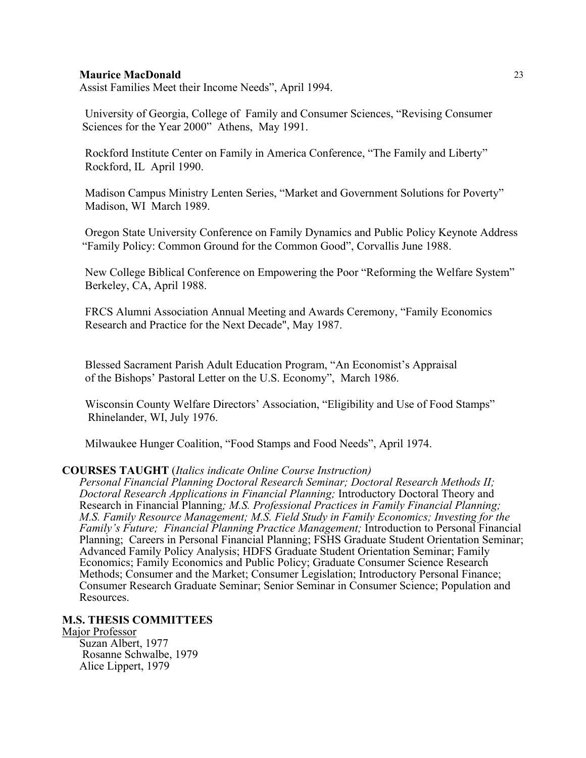Assist Families Meet their Income Needs", April 1994.

University of Georgia, College of Family and Consumer Sciences, "Revising Consumer Sciences for the Year 2000" Athens, May 1991.

Rockford Institute Center on Family in America Conference, "The Family and Liberty" Rockford, IL April 1990.

Madison Campus Ministry Lenten Series, "Market and Government Solutions for Poverty" Madison, WI March 1989.

Oregon State University Conference on Family Dynamics and Public Policy Keynote Address "Family Policy: Common Ground for the Common Good", Corvallis June 1988.

New College Biblical Conference on Empowering the Poor "Reforming the Welfare System" Berkeley, CA, April 1988.

FRCS Alumni Association Annual Meeting and Awards Ceremony, "Family Economics Research and Practice for the Next Decade", May 1987.

Blessed Sacrament Parish Adult Education Program, "An Economist's Appraisal of the Bishops' Pastoral Letter on the U.S. Economy", March 1986.

Wisconsin County Welfare Directors' Association, "Eligibility and Use of Food Stamps" Rhinelander, WI, July 1976.

Milwaukee Hunger Coalition, "Food Stamps and Food Needs", April 1974.

**COURSES TAUGHT** (*Italics indicate Online Course Instruction*)

*Personal Financial Planning Doctoral Research Seminar; Doctoral Research Methods II; Doctoral Research Applications in Financial Planning;* Introductory Doctoral Theory and Research in Financial Planning*; M.S. Professional Practices in Family Financial Planning; M.S. Family Resource Management; M.S. Field Study in Family Economics; Investing for the Family's Future; Financial Planning Practice Management;* Introduction to Personal Financial Planning; Careers in Personal Financial Planning; FSHS Graduate Student Orientation Seminar; Advanced Family Policy Analysis; HDFS Graduate Student Orientation Seminar; Family Economics; Family Economics and Public Policy; Graduate Consumer Science Research Methods; Consumer and the Market; Consumer Legislation; Introductory Personal Finance; Consumer Research Graduate Seminar; Senior Seminar in Consumer Science; Population and Resources.

**M.S. THESIS COMMITTEES**

Major Professor

Suzan Albert, 1977
Rosanne Schwalbe, 1979
Alice Lippert, 1979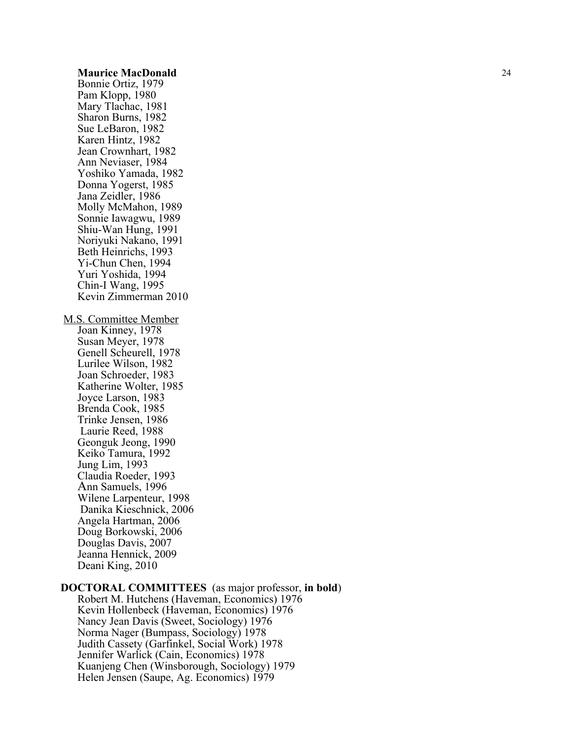Bonnie Ortiz, 1979
Pam Klopp, 1980
Mary Tlachac, 1981
Sharon Burns, 1982
Sue LeBaron, 1982
Karen Hintz, 1982
Jean Crownhart, 1982
Ann Neviaser, 1984
Yoshiko Yamada, 1982
Donna Yogerst, 1985
Jana Zeidler, 1986
Molly McMahon, 1989
Sonnie Iawagwu, 1989
Shiu-Wan Hung, 1991
Noriyuki Nakano, 1991
Beth Heinrichs, 1993
Yi-Chun Chen, 1994
Yuri Yoshida, 1994
Chin-I Wang, 1995
Kevin Zimmerman 2010

M.S. Committee Member

Joan Kinney, 1978
Susan Meyer, 1978
Genell Scheurell, 1978
Lurilee Wilson, 1982
Joan Schroeder, 1983
Katherine Wolter, 1985
Joyce Larson, 1983
Brenda Cook, 1985
Trinke Jensen, 1986
Laurie Reed, 1988
Geonguk Jeong, 1990
Keiko Tamura, 1992
Jung Lim, 1993
Claudia Roeder, 1993
Ann Samuels, 1996
Wilene Larpenteur, 1998
Danika Kieschnick, 2006
Angela Hartman, 2006
Doug Borkowski, 2006
Douglas Davis, 2007
Jeanna Hennick, 2009
Deani King, 2010

**DOCTORAL COMMITTEES** (as major professor, **in bold**)

Robert M. Hutchens (Haveman, Economics) 1976
Kevin Hollenbeck (Haveman, Economics) 1976
Nancy Jean Davis (Sweet, Sociology) 1976
Norma Nager (Bumpass, Sociology) 1978
Judith Cassety (Garfinkel, Social Work) 1978
Jennifer Warlick (Cain, Economics) 1978
Kuanjeng Chen (Winsborough, Sociology) 1979
Helen Jensen (Saupe, Ag. Economics) 1979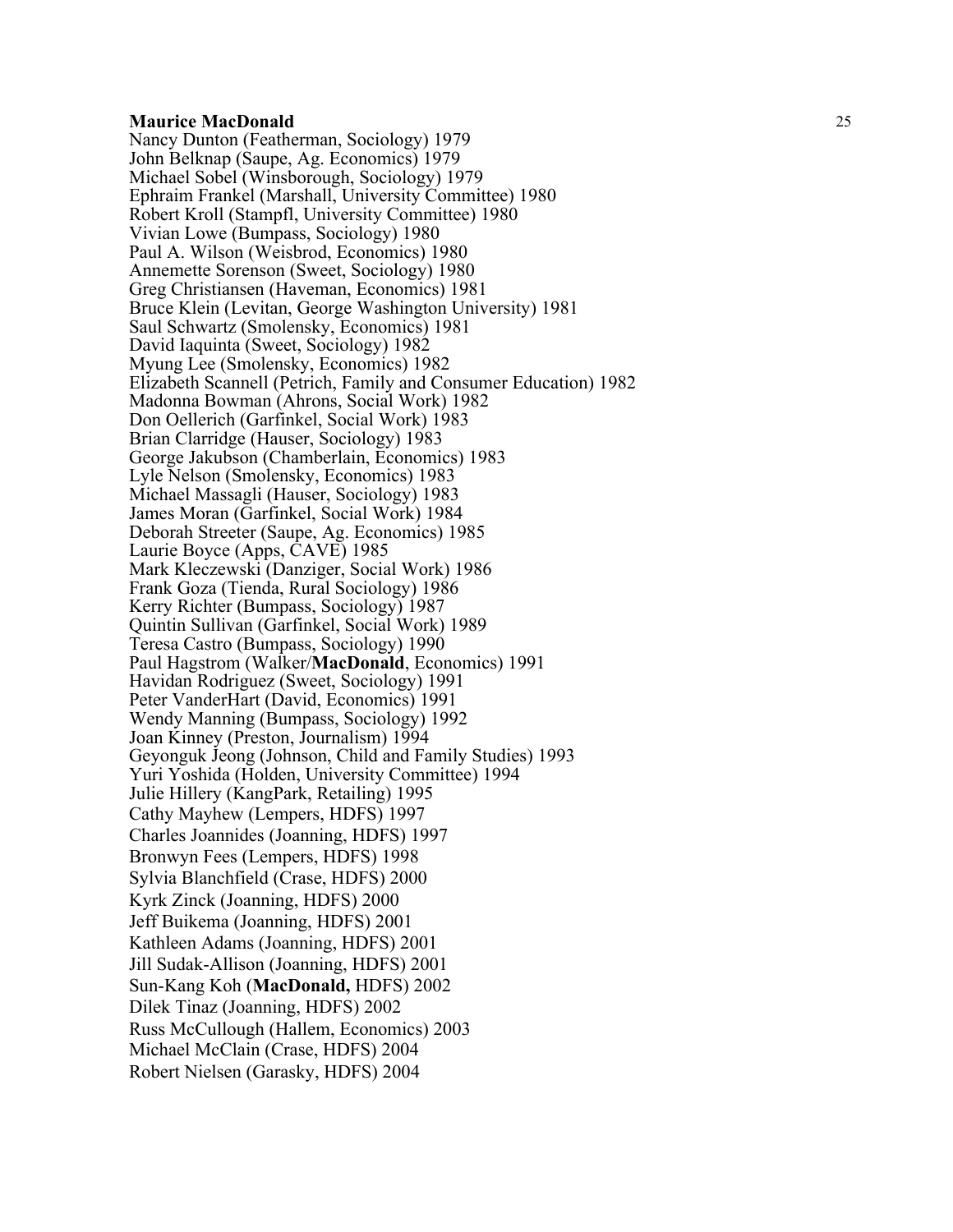**Maurice MacDonald**

Nancy Dunton (Featherman, Sociology) 1979
John Belknap (Saupe, Ag. Economics) 1979
Michael Sobel (Winsborough, Sociology) 1979
Ephraim Frankel (Marshall, University Committee) 1980
Robert Kroll (Stampfl, University Committee) 1980
Vivian Lowe (Bumpass, Sociology) 1980
Paul A. Wilson (Weisbrod, Economics) 1980
Annemette Sorenson (Sweet, Sociology) 1980
Greg Christiansen (Haveman, Economics) 1981
Bruce Klein (Levitan, George Washington University) 1981
Saul Schwartz (Smolensky, Economics) 1981
David Iaquinta (Sweet, Sociology) 1982
Myung Lee (Smolensky, Economics) 1982
Elizabeth Scannell (Petrich, Family and Consumer Education) 1982
Madonna Bowman (Ahrons, Social Work) 1982
Don Oellerich (Garfinkel, Social Work) 1983
Brian Clarridge (Hauser, Sociology) 1983
George Jakubson (Chamberlain, Economics) 1983
Lyle Nelson (Smolensky, Economics) 1983
Michael Massagli (Hauser, Sociology) 1983
James Moran (Garfinkel, Social Work) 1984
Deborah Streeter (Saupe, Ag. Economics) 1985
Laurie Boyce (Apps, CAVE) 1985
Mark Kleczewski (Danziger, Social Work) 1986
Frank Goza (Tienda, Rural Sociology) 1986
Kerry Richter (Bumpass, Sociology) 1987
Quintin Sullivan (Garfinkel, Social Work) 1989
Teresa Castro (Bumpass, Sociology) 1990
Paul Hagstrom (Walker/**MacDonald**, Economics) 1991
Havidan Rodriguez (Sweet, Sociology) 1991
Peter VanderHart (David, Economics) 1991
Wendy Manning (Bumpass, Sociology) 1992
Joan Kinney (Preston, Journalism) 1994
Geyonguk Jeong (Johnson, Child and Family Studies) 1993
Yuri Yoshida (Holden, University Committee) 1994
Julie Hillery (KangPark, Retailing) 1995
Cathy Mayhew (Lempers, HDFS) 1997
Charles Joannides (Joanning, HDFS) 1997
Bronwyn Fees (Lempers, HDFS) 1998
Sylvia Blanchfield (Crase, HDFS) 2000
Kyrk Zinck (Joanning, HDFS) 2000
Jeff Buikema (Joanning, HDFS) 2001
Kathleen Adams (Joanning, HDFS) 2001
Jill Sudak-Allison (Joanning, HDFS) 2001
Sun-Kang Koh (**MacDonald,** HDFS) 2002
Dilek Tinaz (Joanning, HDFS) 2002
Russ McCullough (Hallem, Economics) 2003
Michael McClain (Crase, HDFS) 2004
Robert Nielsen (Garasky, HDFS) 2004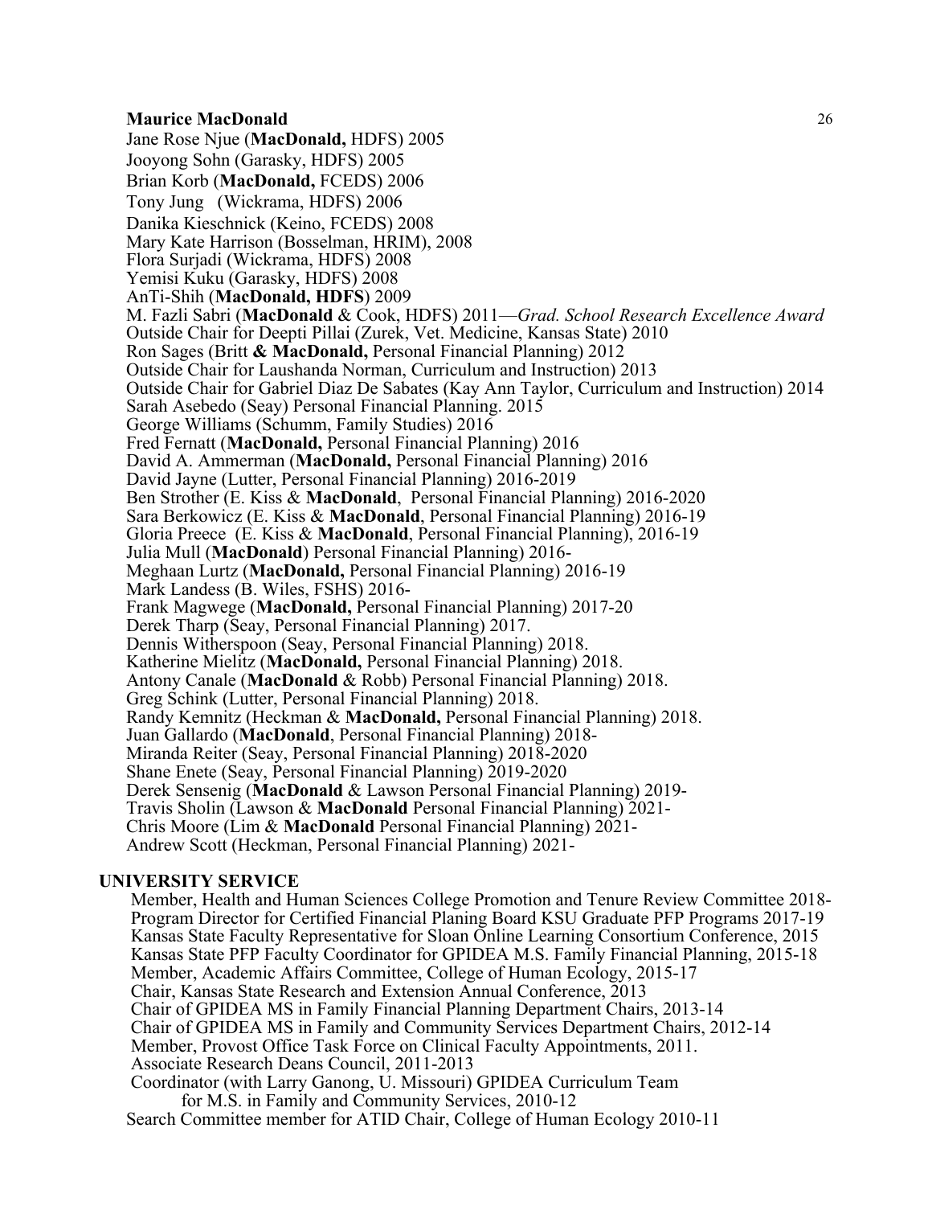Jane Rose Njue (**MacDonald,** HDFS) 2005
Jooyong Sohn (Garasky, HDFS) 2005
Brian Korb (**MacDonald,** FCEDS) 2006
Tony Jung (Wickrama, HDFS) 2006
Danika Kieschnick (Keino, FCEDS) 2008
Mary Kate Harrison (Bosselman, HRIM), 2008
Flora Surjadi (Wickrama, HDFS) 2008
Yemisi Kuku (Garasky, HDFS) 2008
AnTi-Shih (**MacDonald, HDFS**) 2009
M. Fazli Sabri (**MacDonald** & Cook, HDFS) 2011—*Grad. School Research Excellence Award*
Outside Chair for Deepti Pillai (Zurek, Vet. Medicine, Kansas State) 2010
Ron Sages (Britt **& MacDonald,** Personal Financial Planning) 2012
Outside Chair for Laushanda Norman, Curriculum and Instruction) 2013
Outside Chair for Gabriel Diaz De Sabates (Kay Ann Taylor, Curriculum and Instruction) 2014
Sarah Asebedo (Seay) Personal Financial Planning. 2015
George Williams (Schumm, Family Studies) 2016
Fred Fernatt (**MacDonald,** Personal Financial Planning) 2016
David A. Ammerman (**MacDonald,** Personal Financial Planning) 2016
David Jayne (Lutter, Personal Financial Planning) 2016-2019
Ben Strother (E. Kiss & **MacDonald**, Personal Financial Planning) 2016-2020
Sara Berkowicz (E. Kiss & **MacDonald**, Personal Financial Planning) 2016-19
Gloria Preece (E. Kiss & **MacDonald**, Personal Financial Planning), 2016-19
Julia Mull (**MacDonald**) Personal Financial Planning) 2016-
Meghaan Lurtz (**MacDonald,** Personal Financial Planning) 2016-19
Mark Landess (B. Wiles, FSHS) 2016-
Frank Magwege (**MacDonald,** Personal Financial Planning) 2017-20
Derek Tharp (Seay, Personal Financial Planning) 2017.
Dennis Witherspoon (Seay, Personal Financial Planning) 2018.
Katherine Mielitz (**MacDonald,** Personal Financial Planning) 2018.
Antony Canale (**MacDonald** & Robb) Personal Financial Planning) 2018.
Greg Schink (Lutter, Personal Financial Planning) 2018.
Randy Kemnitz (Heckman & **MacDonald,** Personal Financial Planning) 2018.
Juan Gallardo (**MacDonald**, Personal Financial Planning) 2018-
Miranda Reiter (Seay, Personal Financial Planning) 2018-2020
Shane Enete (Seay, Personal Financial Planning) 2019-2020
Derek Sensenig (**MacDonald** & Lawson Personal Financial Planning) 2019-
Travis Sholin (Lawson & **MacDonald** Personal Financial Planning) 2021-
Chris Moore (Lim & **MacDonald** Personal Financial Planning) 2021-
Andrew Scott (Heckman, Personal Financial Planning) 2021-

## UNIVERSITY SERVICE

Member, Health and Human Sciences College Promotion and Tenure Review Committee 2018-
Program Director for Certified Financial Planing Board KSU Graduate PFP Programs 2017-19
Kansas State Faculty Representative for Sloan Online Learning Consortium Conference, 2015
Kansas State PFP Faculty Coordinator for GPIDEA M.S. Family Financial Planning, 2015-18
Member, Academic Affairs Committee, College of Human Ecology, 2015-17
Chair, Kansas State Research and Extension Annual Conference, 2013
Chair of GPIDEA MS in Family Financial Planning Department Chairs, 2013-14
Chair of GPIDEA MS in Family and Community Services Department Chairs, 2012-14
Member, Provost Office Task Force on Clinical Faculty Appointments, 2011.
Associate Research Deans Council, 2011-2013
Coordinator (with Larry Ganong, U. Missouri) GPIDEA Curriculum Team
for M.S. in Family and Community Services, 2010-12
Search Committee member for ATID Chair, College of Human Ecology 2010-11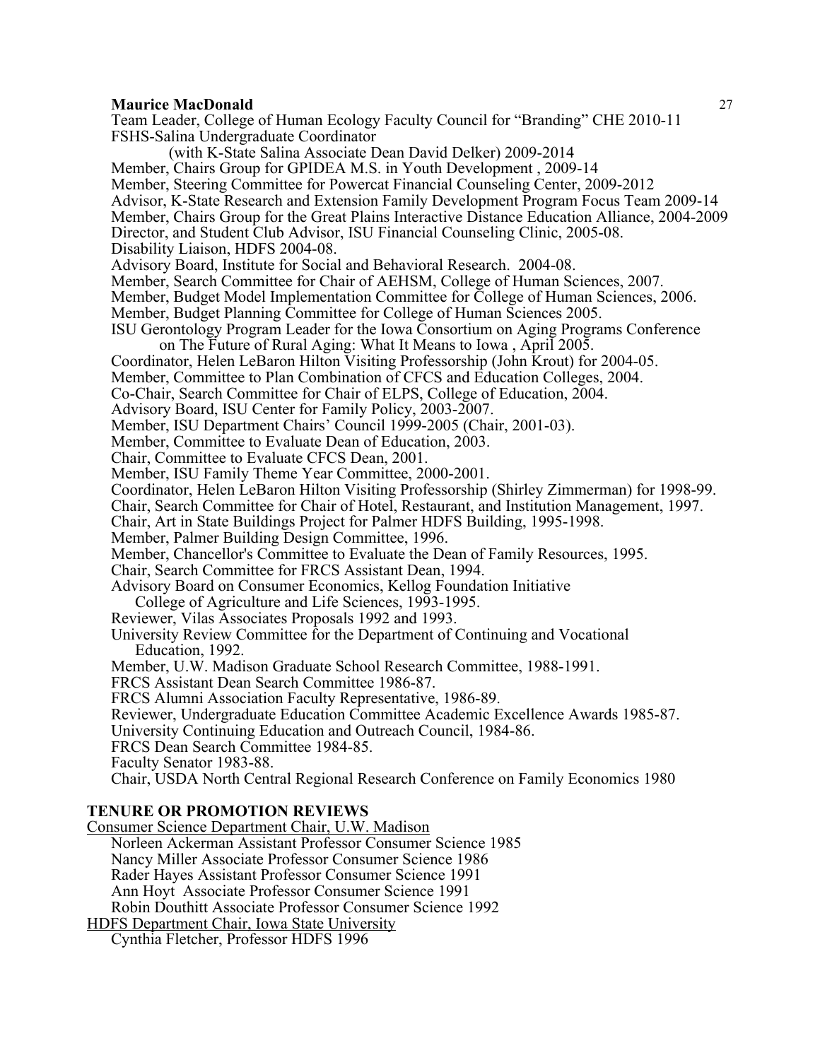Team Leader, College of Human Ecology Faculty Council for "Branding" CHE 2010-11
FSHS-Salina Undergraduate Coordinator
(with K-State Salina Associate Dean David Delker) 2009-2014
Member, Chairs Group for GPIDEA M.S. in Youth Development , 2009-14
Member, Steering Committee for Powercat Financial Counseling Center, 2009-2012
Advisor, K-State Research and Extension Family Development Program Focus Team 2009-14
Member, Chairs Group for the Great Plains Interactive Distance Education Alliance, 2004-2009
Director, and Student Club Advisor, ISU Financial Counseling Clinic, 2005-08.
Disability Liaison, HDFS 2004-08.
Advisory Board, Institute for Social and Behavioral Research. 2004-08.
Member, Search Committee for Chair of AEHSM, College of Human Sciences, 2007.
Member, Budget Model Implementation Committee for College of Human Sciences, 2006.
Member, Budget Planning Committee for College of Human Sciences 2005.
ISU Gerontology Program Leader for the Iowa Consortium on Aging Programs Conference
on The Future of Rural Aging: What It Means to Iowa , April 2005.
Coordinator, Helen LeBaron Hilton Visiting Professorship (John Krout) for 2004-05.
Member, Committee to Plan Combination of CFCS and Education Colleges, 2004.
Co-Chair, Search Committee for Chair of ELPS, College of Education, 2004.
Advisory Board, ISU Center for Family Policy, 2003-2007.
Member, ISU Department Chairs' Council 1999-2005 (Chair, 2001-03).
Member, Committee to Evaluate Dean of Education, 2003.
Chair, Committee to Evaluate CFCS Dean, 2001.
Member, ISU Family Theme Year Committee, 2000-2001.
Coordinator, Helen LeBaron Hilton Visiting Professorship (Shirley Zimmerman) for 1998-99.
Chair, Search Committee for Chair of Hotel, Restaurant, and Institution Management, 1997.
Chair, Art in State Buildings Project for Palmer HDFS Building, 1995-1998.
Member, Palmer Building Design Committee, 1996.
Member, Chancellor's Committee to Evaluate the Dean of Family Resources, 1995.
Chair, Search Committee for FRCS Assistant Dean, 1994.
Advisory Board on Consumer Economics, Kellog Foundation Initiative
College of Agriculture and Life Sciences, 1993-1995.
Reviewer, Vilas Associates Proposals 1992 and 1993.
University Review Committee for the Department of Continuing and Vocational
Education, 1992.
Member, U.W. Madison Graduate School Research Committee, 1988-1991.
FRCS Assistant Dean Search Committee 1986-87.
FRCS Alumni Association Faculty Representative, 1986-89.
Reviewer, Undergraduate Education Committee Academic Excellence Awards 1985-87.
University Continuing Education and Outreach Council, 1984-86.
FRCS Dean Search Committee 1984-85.
Faculty Senator 1983-88.
Chair, USDA North Central Regional Research Conference on Family Economics 1980

## TENURE OR PROMOTION REVIEWS

Consumer Science Department Chair, U.W. Madison

Norleen Ackerman Assistant Professor Consumer Science 1985
Nancy Miller Associate Professor Consumer Science 1986
Rader Hayes Assistant Professor Consumer Science 1991
Ann Hoyt Associate Professor Consumer Science 1991
Robin Douthitt Associate Professor Consumer Science 1992

HDFS Department Chair, Iowa State University

Cynthia Fletcher, Professor HDFS 1996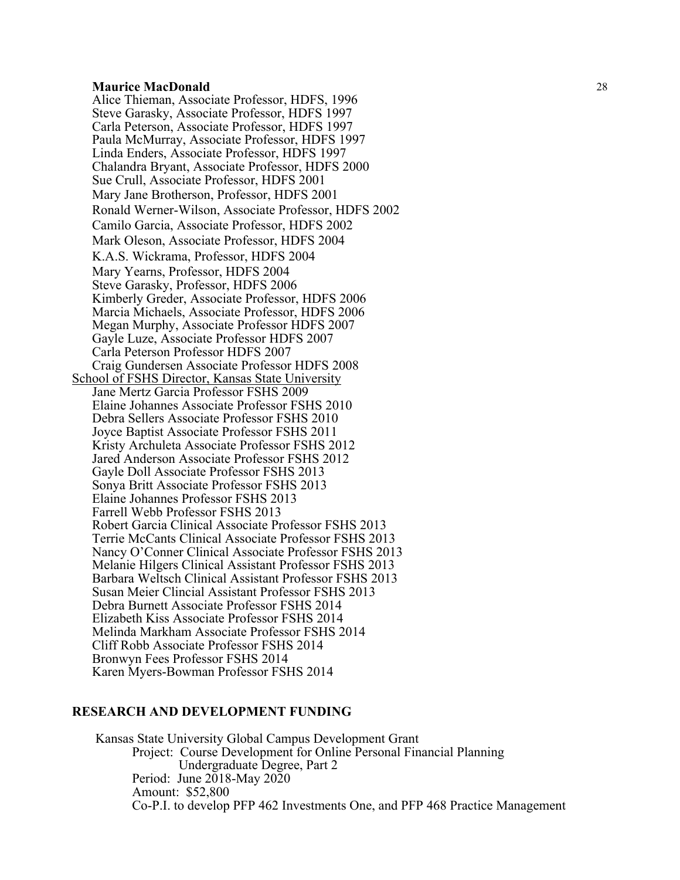Alice Thieman, Associate Professor, HDFS, 1996
Steve Garasky, Associate Professor, HDFS 1997
Carla Peterson, Associate Professor, HDFS 1997
Paula McMurray, Associate Professor, HDFS 1997
Linda Enders, Associate Professor, HDFS 1997
Chalandra Bryant, Associate Professor, HDFS 2000
Sue Crull, Associate Professor, HDFS 2001
Mary Jane Brotherson, Professor, HDFS 2001
Ronald Werner-Wilson, Associate Professor, HDFS 2002
Camilo Garcia, Associate Professor, HDFS 2002
Mark Oleson, Associate Professor, HDFS 2004
K.A.S. Wickrama, Professor, HDFS 2004
Mary Yearns, Professor, HDFS 2004
Steve Garasky, Professor, HDFS 2006
Kimberly Greder, Associate Professor, HDFS 2006
Marcia Michaels, Associate Professor, HDFS 2006
Megan Murphy, Associate Professor HDFS 2007
Gayle Luze, Associate Professor HDFS 2007
Carla Peterson Professor HDFS 2007
Craig Gundersen Associate Professor HDFS 2008

<u>School of FSHS Director, Kansas State University</u>

Jane Mertz Garcia Professor FSHS 2009
Elaine Johannes Associate Professor FSHS 2010
Debra Sellers Associate Professor FSHS 2010
Joyce Baptist Associate Professor FSHS 2011
Kristy Archuleta Associate Professor FSHS 2012
Jared Anderson Associate Professor FSHS 2012
Gayle Doll Associate Professor FSHS 2013
Sonya Britt Associate Professor FSHS 2013
Elaine Johannes Professor FSHS 2013
Farrell Webb Professor FSHS 2013
Robert Garcia Clinical Associate Professor FSHS 2013
Terrie McCants Clinical Associate Professor FSHS 2013
Nancy O'Conner Clinical Associate Professor FSHS 2013
Melanie Hilgers Clinical Assistant Professor FSHS 2013
Barbara Weltsch Clinical Assistant Professor FSHS 2013
Susan Meier Clincial Assistant Professor FSHS 2013
Debra Burnett Associate Professor FSHS 2014
Elizabeth Kiss Associate Professor FSHS 2014
Melinda Markham Associate Professor FSHS 2014
Cliff Robb Associate Professor FSHS 2014
Bronwyn Fees Professor FSHS 2014
Karen Myers-Bowman Professor FSHS 2014

## RESEARCH AND DEVELOPMENT FUNDING

Kansas State University Global Campus Development Grant
Project: Course Development for Online Personal Financial Planning Undergraduate Degree, Part 2
Period: June 2018-May 2020
Amount: $52,800
Co-P.I. to develop PFP 462 Investments One, and PFP 468 Practice Management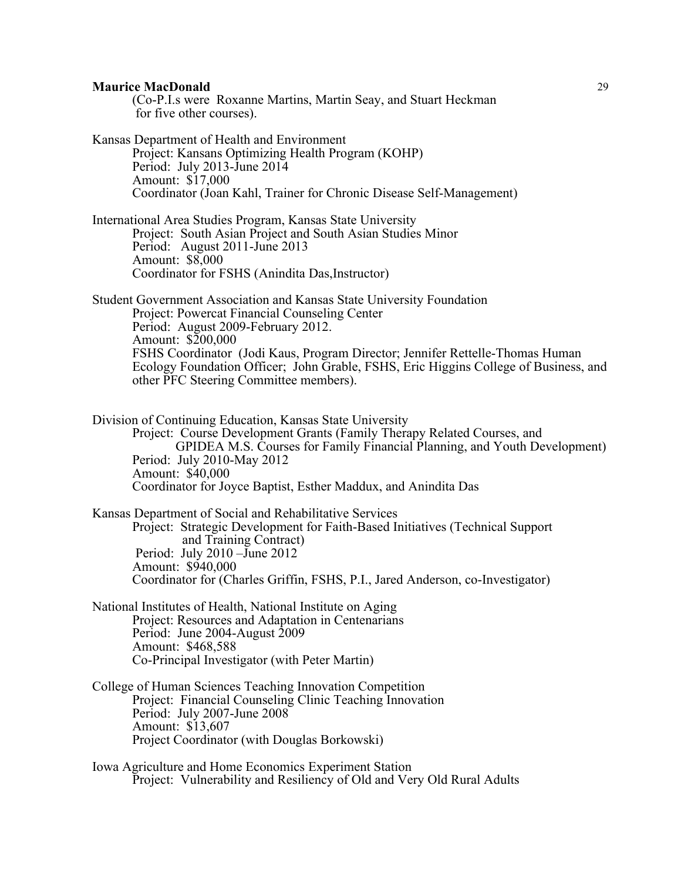(Co-P.I.s were Roxanne Martins, Martin Seay, and Stuart Heckman for five other courses).

Kansas Department of Health and Environment
Project: Kansans Optimizing Health Program (KOHP)
Period: July 2013-June 2014
Amount: $17,000
Coordinator (Joan Kahl, Trainer for Chronic Disease Self-Management)

International Area Studies Program, Kansas State University
Project: South Asian Project and South Asian Studies Minor
Period: August 2011-June 2013
Amount: $8,000
Coordinator for FSHS (Anindita Das,Instructor)

Student Government Association and Kansas State University Foundation
Project: Powercat Financial Counseling Center
Period: August 2009-February 2012.
Amount: $200,000
FSHS Coordinator (Jodi Kaus, Program Director; Jennifer Rettelle-Thomas Human Ecology Foundation Officer; John Grable, FSHS, Eric Higgins College of Business, and other PFC Steering Committee members).

Division of Continuing Education, Kansas State University
Project: Course Development Grants (Family Therapy Related Courses, and GPIDEA M.S. Courses for Family Financial Planning, and Youth Development)
Period: July 2010-May 2012
Amount: $40,000
Coordinator for Joyce Baptist, Esther Maddux, and Anindita Das

Kansas Department of Social and Rehabilitative Services
Project: Strategic Development for Faith-Based Initiatives (Technical Support and Training Contract)
Period: July 2010 –June 2012
Amount: $940,000
Coordinator for (Charles Griffin, FSHS, P.I., Jared Anderson, co-Investigator)

National Institutes of Health, National Institute on Aging
Project: Resources and Adaptation in Centenarians
Period: June 2004-August 2009
Amount: $468,588
Co-Principal Investigator (with Peter Martin)

College of Human Sciences Teaching Innovation Competition
Project: Financial Counseling Clinic Teaching Innovation
Period: July 2007-June 2008
Amount: $13,607
Project Coordinator (with Douglas Borkowski)

Iowa Agriculture and Home Economics Experiment Station
Project: Vulnerability and Resiliency of Old and Very Old Rural Adults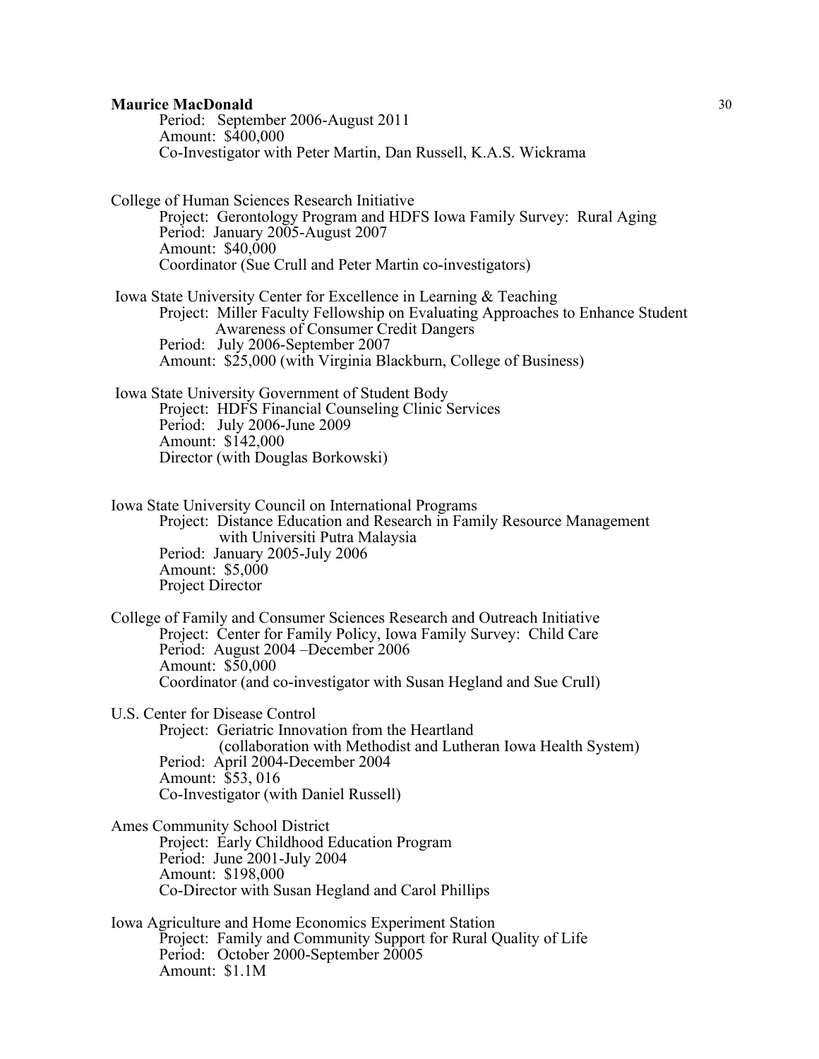Period: September 2006-August 2011
Amount: $400,000
Co-Investigator with Peter Martin, Dan Russell, K.A.S. Wickrama

College of Human Sciences Research Initiative
Project: Gerontology Program and HDFS Iowa Family Survey: Rural Aging
Period: January 2005-August 2007
Amount: $40,000
Coordinator (Sue Crull and Peter Martin co-investigators)

Iowa State University Center for Excellence in Learning & Teaching
Project: Miller Faculty Fellowship on Evaluating Approaches to Enhance Student Awareness of Consumer Credit Dangers
Period: July 2006-September 2007
Amount: $25,000 (with Virginia Blackburn, College of Business)

Iowa State University Government of Student Body
Project: HDFS Financial Counseling Clinic Services
Period: July 2006-June 2009
Amount: $142,000
Director (with Douglas Borkowski)

Iowa State University Council on International Programs
Project: Distance Education and Research in Family Resource Management with Universiti Putra Malaysia
Period: January 2005-July 2006
Amount: $5,000
Project Director

College of Family and Consumer Sciences Research and Outreach Initiative
Project: Center for Family Policy, Iowa Family Survey: Child Care
Period: August 2004 –December 2006
Amount: $50,000
Coordinator (and co-investigator with Susan Hegland and Sue Crull)

U.S. Center for Disease Control
Project: Geriatric Innovation from the Heartland (collaboration with Methodist and Lutheran Iowa Health System)
Period: April 2004-December 2004
Amount: $53, 016
Co-Investigator (with Daniel Russell)

Ames Community School District
Project: Early Childhood Education Program
Period: June 2001-July 2004
Amount: $198,000
Co-Director with Susan Hegland and Carol Phillips

Iowa Agriculture and Home Economics Experiment Station
Project: Family and Community Support for Rural Quality of Life
Period: October 2000-September 20005
Amount: $1.1M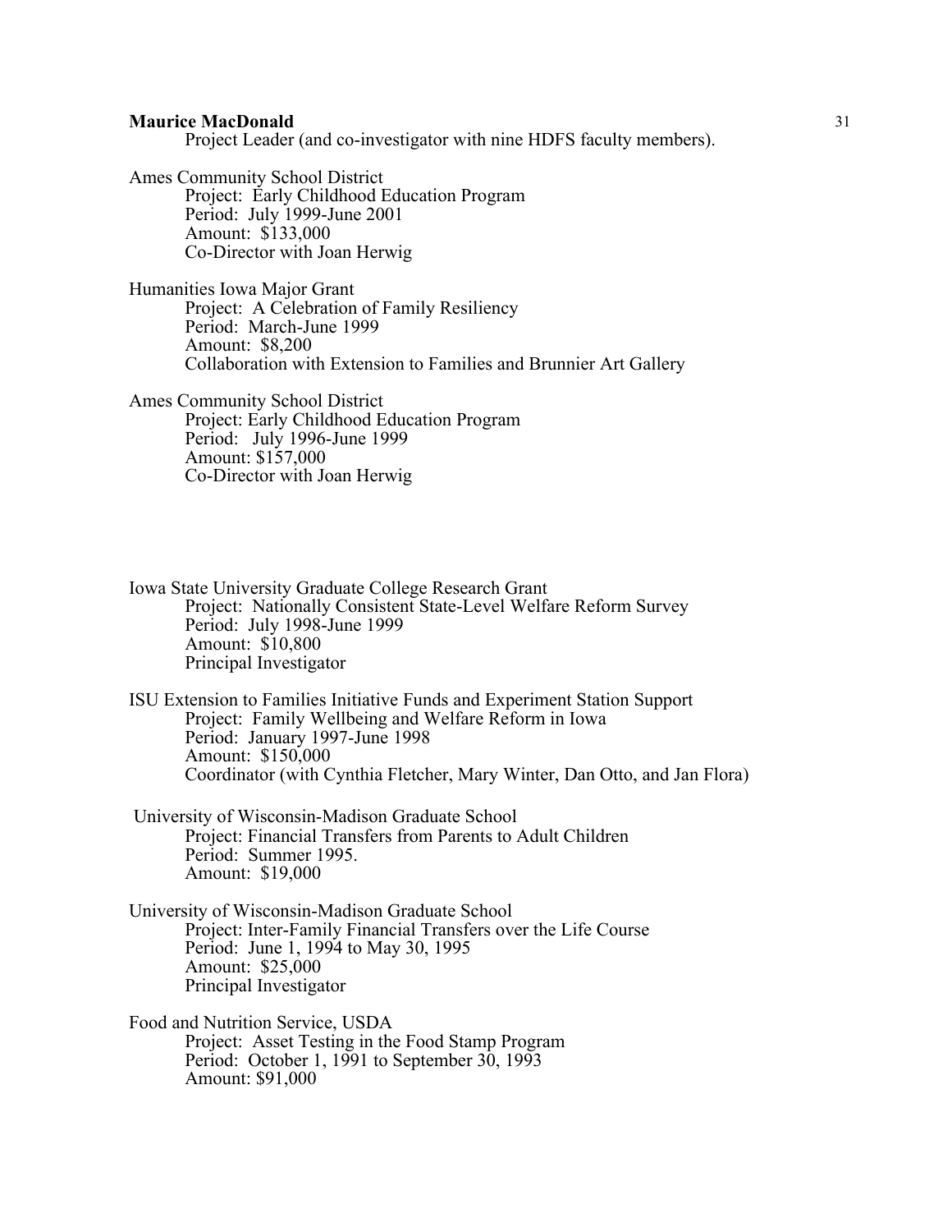Project Leader (and co-investigator with nine HDFS faculty members).

Ames Community School District
Project: Early Childhood Education Program
Period: July 1999-June 2001
Amount: $133,000
Co-Director with Joan Herwig

Humanities Iowa Major Grant
Project: A Celebration of Family Resiliency
Period: March-June 1999
Amount: $8,200
Collaboration with Extension to Families and Brunnier Art Gallery

Ames Community School District
Project: Early Childhood Education Program
Period: July 1996-June 1999
Amount: $157,000
Co-Director with Joan Herwig

Iowa State University Graduate College Research Grant
Project: Nationally Consistent State-Level Welfare Reform Survey
Period: July 1998-June 1999
Amount: $10,800
Principal Investigator

ISU Extension to Families Initiative Funds and Experiment Station Support
Project: Family Wellbeing and Welfare Reform in Iowa
Period: January 1997-June 1998
Amount: $150,000
Coordinator (with Cynthia Fletcher, Mary Winter, Dan Otto, and Jan Flora)

University of Wisconsin-Madison Graduate School
Project: Financial Transfers from Parents to Adult Children
Period: Summer 1995.
Amount: $19,000

University of Wisconsin-Madison Graduate School
Project: Inter-Family Financial Transfers over the Life Course
Period: June 1, 1994 to May 30, 1995
Amount: $25,000
Principal Investigator

Food and Nutrition Service, USDA
Project: Asset Testing in the Food Stamp Program
Period: October 1, 1991 to September 30, 1993
Amount: $91,000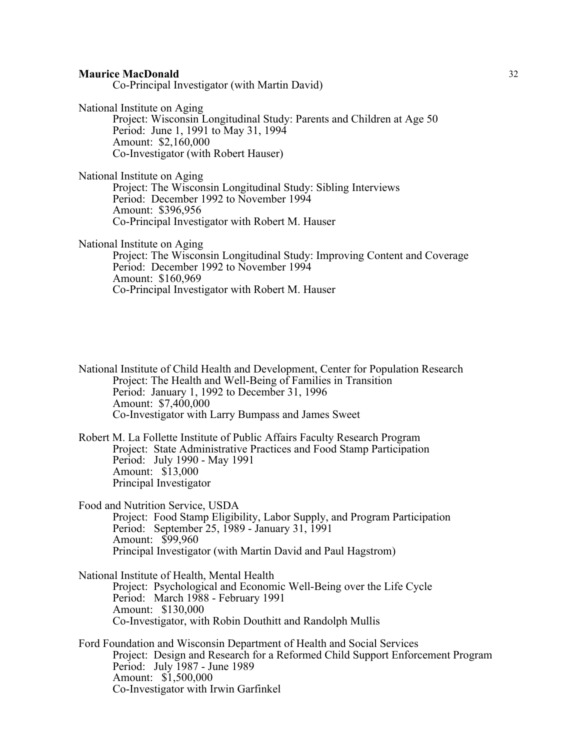Co-Principal Investigator (with Martin David)

National Institute on Aging
Project: Wisconsin Longitudinal Study: Parents and Children at Age 50
Period: June 1, 1991 to May 31, 1994
Amount: $2,160,000
Co-Investigator (with Robert Hauser)

National Institute on Aging
Project: The Wisconsin Longitudinal Study: Sibling Interviews
Period: December 1992 to November 1994
Amount: $396,956
Co-Principal Investigator with Robert M. Hauser

National Institute on Aging
Project: The Wisconsin Longitudinal Study: Improving Content and Coverage
Period: December 1992 to November 1994
Amount: $160,969
Co-Principal Investigator with Robert M. Hauser

National Institute of Child Health and Development, Center for Population Research
Project: The Health and Well-Being of Families in Transition
Period: January 1, 1992 to December 31, 1996
Amount: $7,400,000
Co-Investigator with Larry Bumpass and James Sweet

Robert M. La Follette Institute of Public Affairs Faculty Research Program
Project: State Administrative Practices and Food Stamp Participation
Period: July 1990 - May 1991
Amount: $13,000
Principal Investigator

Food and Nutrition Service, USDA
Project: Food Stamp Eligibility, Labor Supply, and Program Participation
Period: September 25, 1989 - January 31, 1991
Amount: $99,960
Principal Investigator (with Martin David and Paul Hagstrom)

National Institute of Health, Mental Health
Project: Psychological and Economic Well-Being over the Life Cycle
Period: March 1988 - February 1991
Amount: $130,000
Co-Investigator, with Robin Douthitt and Randolph Mullis

Ford Foundation and Wisconsin Department of Health and Social Services
Project: Design and Research for a Reformed Child Support Enforcement Program
Period: July 1987 - June 1989
Amount: $1,500,000
Co-Investigator with Irwin Garfinkel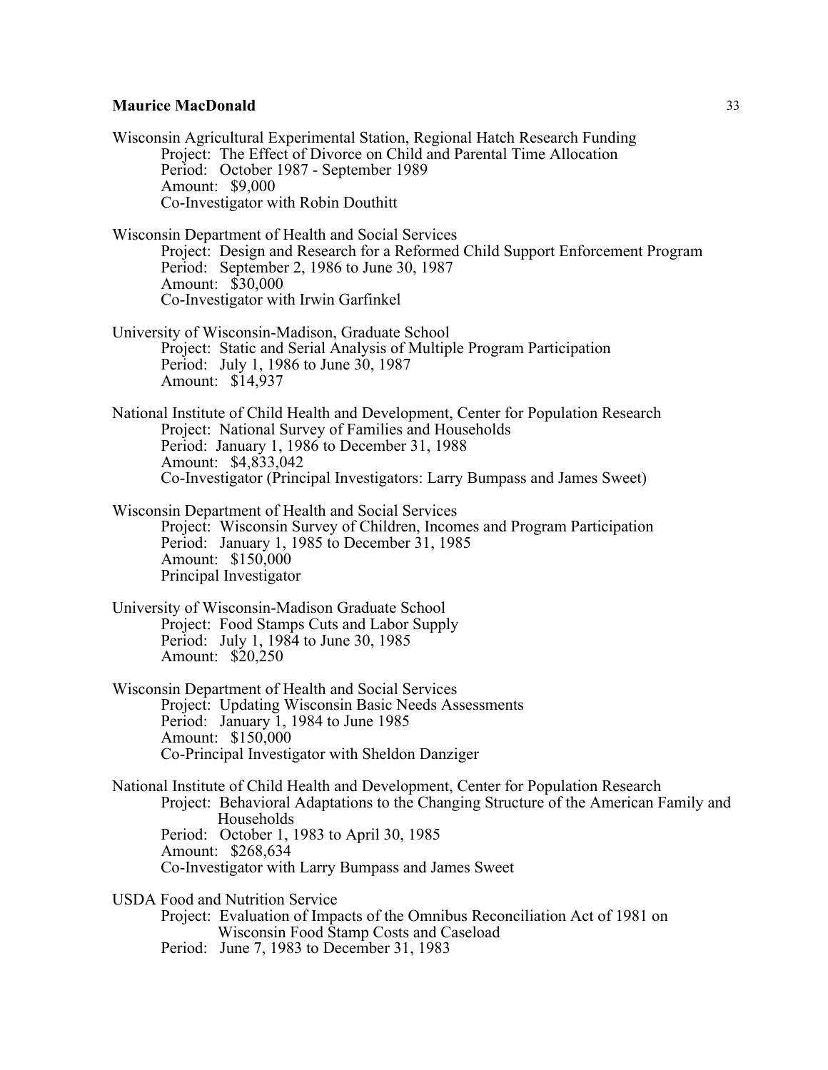Wisconsin Agricultural Experimental Station, Regional Hatch Research Funding
    Project: The Effect of Divorce on Child and Parental Time Allocation
    Period: October 1987 - September 1989
    Amount: $9,000
    Co-Investigator with Robin Douthitt

Wisconsin Department of Health and Social Services
    Project: Design and Research for a Reformed Child Support Enforcement Program
    Period: September 2, 1986 to June 30, 1987
    Amount: $30,000
    Co-Investigator with Irwin Garfinkel

University of Wisconsin-Madison, Graduate School
    Project: Static and Serial Analysis of Multiple Program Participation
    Period: July 1, 1986 to June 30, 1987
    Amount: $14,937

National Institute of Child Health and Development, Center for Population Research
    Project: National Survey of Families and Households
    Period: January 1, 1986 to December 31, 1988
    Amount: $4,833,042
    Co-Investigator (Principal Investigators: Larry Bumpass and James Sweet)

Wisconsin Department of Health and Social Services
    Project: Wisconsin Survey of Children, Incomes and Program Participation
    Period: January 1, 1985 to December 31, 1985
    Amount: $150,000
    Principal Investigator

University of Wisconsin-Madison Graduate School
    Project: Food Stamps Cuts and Labor Supply
    Period: July 1, 1984 to June 30, 1985
    Amount: $20,250

Wisconsin Department of Health and Social Services
    Project: Updating Wisconsin Basic Needs Assessments
    Period: January 1, 1984 to June 1985
    Amount: $150,000
    Co-Principal Investigator with Sheldon Danziger

National Institute of Child Health and Development, Center for Population Research
    Project: Behavioral Adaptations to the Changing Structure of the American Family and Households
    Period: October 1, 1983 to April 30, 1985
    Amount: $268,634
    Co-Investigator with Larry Bumpass and James Sweet

USDA Food and Nutrition Service
    Project: Evaluation of Impacts of the Omnibus Reconciliation Act of 1981 on Wisconsin Food Stamp Costs and Caseload
    Period: June 7, 1983 to December 31, 1983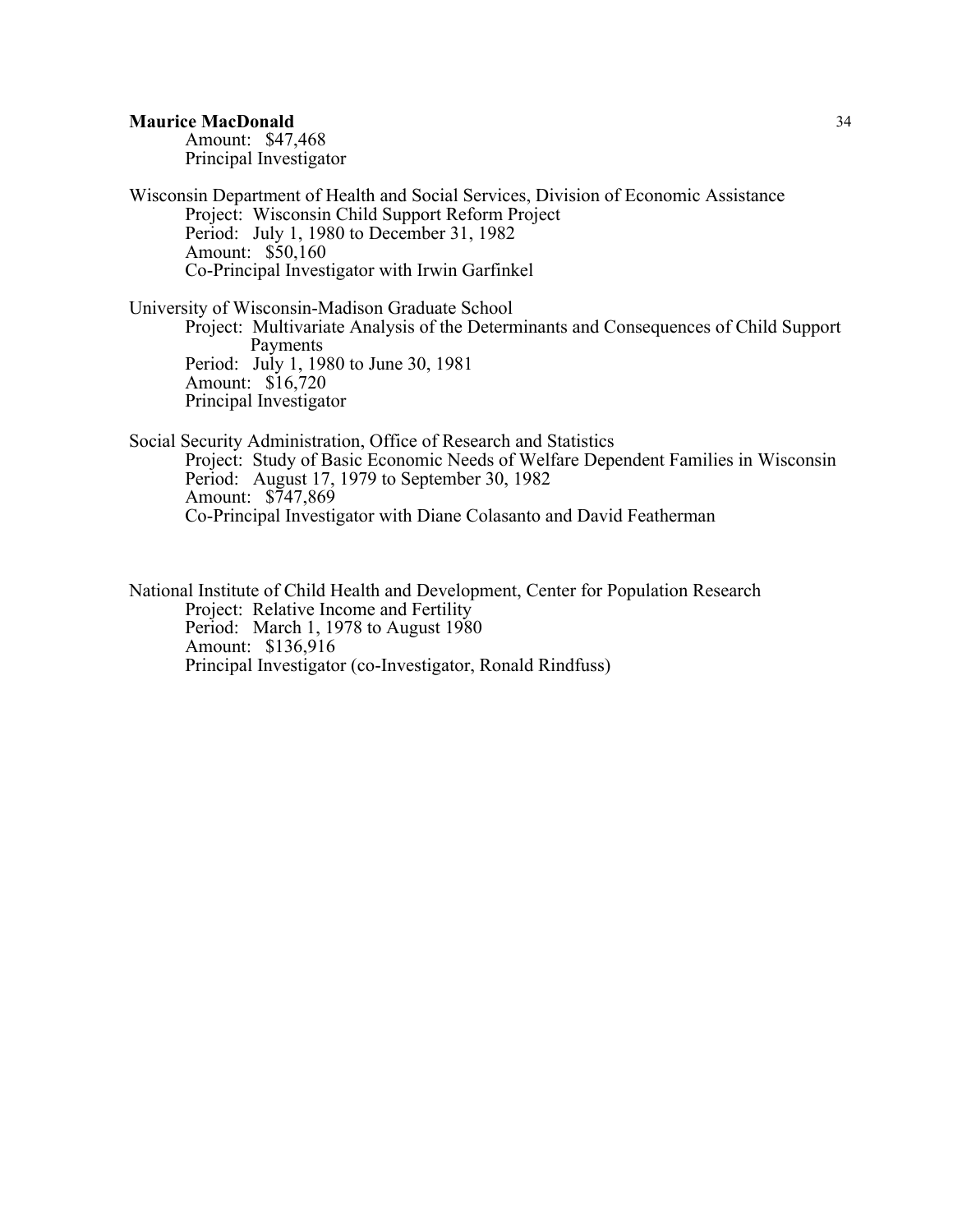Amount: $47,468
Principal Investigator

Wisconsin Department of Health and Social Services, Division of Economic Assistance
Project: Wisconsin Child Support Reform Project
Period: July 1, 1980 to December 31, 1982
Amount: $50,160
Co-Principal Investigator with Irwin Garfinkel

University of Wisconsin-Madison Graduate School
Project: Multivariate Analysis of the Determinants and Consequences of Child Support Payments
Period: July 1, 1980 to June 30, 1981
Amount: $16,720
Principal Investigator

Social Security Administration, Office of Research and Statistics
Project: Study of Basic Economic Needs of Welfare Dependent Families in Wisconsin
Period: August 17, 1979 to September 30, 1982
Amount: $747,869
Co-Principal Investigator with Diane Colasanto and David Featherman

National Institute of Child Health and Development, Center for Population Research
Project: Relative Income and Fertility
Period: March 1, 1978 to August 1980
Amount: $136,916
Principal Investigator (co-Investigator, Ronald Rindfuss)